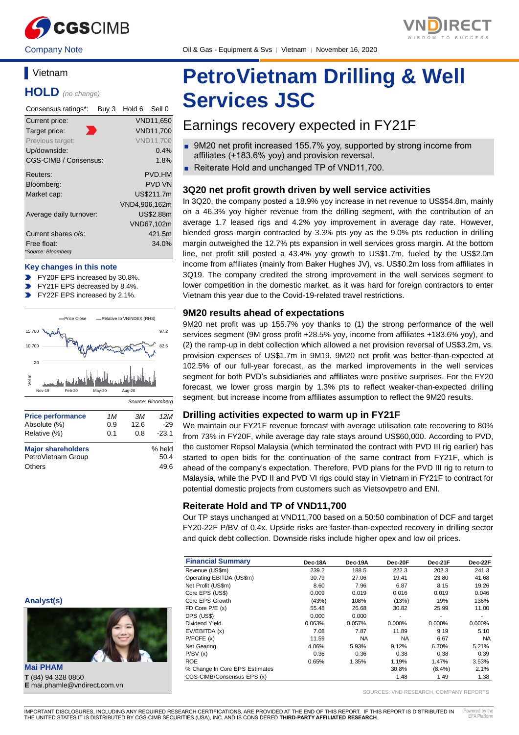Company Note | Oil & Gas - Equipment & Svs | Vietnam | November 16, 2020

## Vietnam

**HOLD** *(no change)*

| Consensus ratings*: | Buy 3 | Hold 6 | Sell 0 |
|---|---|---|---|
| Current price: | | | VND11,650 |
| Target price: | | | VND11,700 |
| Previous target: | | | VND11,700 |
| Up/downside: | | | 0.4% |
| CGS-CIMB / Consensus: | | | 1.8% |
| Reuters: | | | PVD.HM |
| Bloomberg: | | | PVD VN |
| Market cap: | | | US$211.7m |
| | | | VND4,906,162m |
| Average daily turnover: | | | US$2.88m |
| | | | VND67,102m |
| Current shares o/s: | | | 421.5m |
| Free float: | | | 34.0% |

*Source: Bloomberg

### Key changes in this note

- FY20F EPS increased by 30.8%.
- FY21F EPS decreased by 8.4%.
- FY22F EPS increased by 2.1%.

Source: Bloomberg

| Price performance | 1M | 3M | 12M |
|---|---|---|---|
| Absolute (%) | 0.9 | 12.6 | -29 |
| Relative (%) | 0.1 | 0.8 | -23.1 |

| Major shareholders | % held |
|---|---|
| PetroVietnam Group | 50.4 |
| Others | 49.6 |

# PetroVietnam Drilling & Well Services JSC

## Earnings recovery expected in FY21F

- 9M20 net profit increased 155.7% yoy, supported by strong income from affiliates (+183.6% yoy) and provision reversal.
- Reiterate Hold and unchanged TP of VND11,700.

### 3Q20 net profit growth driven by well service activities

In 3Q20, the company posted a 18.9% yoy increase in net revenue to US$54.8m, mainly on a 46.3% yoy higher revenue from the drilling segment, with the contribution of an average 1.7 leased rigs and 4.2% yoy improvement in average day rate. However, blended gross margin contracted by 3.3% pts yoy as the 9.0% pts reduction in drilling margin outweighed the 12.7% pts expansion in well services gross margin. At the bottom line, net profit still posted a 43.4% yoy growth to US$1.7m, fueled by the US$2.0m income from affiliates (mainly from Baker Hughes JV), vs. US$0.2m loss from affiliates in 3Q19. The company credited the strong improvement in the well services segment to lower competition in the domestic market, as it was hard for foreign contractors to enter Vietnam this year due to the Covid-19-related travel restrictions.

### 9M20 results ahead of expectations

9M20 net profit was up 155.7% yoy thanks to (1) the strong performance of the well services segment (9M gross profit +28.5% yoy, income from affiliates +183.6% yoy), and (2) the ramp-up in debt collection which allowed a net provision reversal of US$3.2m, vs. provision expenses of US$1.7m in 9M19. 9M20 net profit was better-than-expected at 102.5% of our full-year forecast, as the marked improvements in the well services segment for both PVD's subsidiaries and affiliates were positive surprises. For the FY20 forecast, we lower gross margin by 1.3% pts to reflect weaker-than-expected drilling segment, but increase income from affiliates assumption to reflect the 9M20 results.

### Drilling activities expected to warm up in FY21F

We maintain our FY21F revenue forecast with average utilisation rate recovering to 80% from 73% in FY20F, while average day rate stays around US$60,000. According to PVD, the customer Repsol Malaysia (which terminated the contract with PVD III rig earlier) has started to open bids for the continuation of the same contract from FY21F, which is ahead of the company's expectation. Therefore, PVD plans for the PVD III rig to return to Malaysia, while the PVD II and PVD VI rigs could stay in Vietnam in FY21F to contract for potential domestic projects from customers such as Vietsovpetro and ENI.

### Reiterate Hold and TP of VND11,700

Our TP stays unchanged at VND11,700 based on a 50:50 combination of DCF and target FY20-22F P/BV of 0.4x. Upside risks are faster-than-expected recovery in drilling sector and quick debt collection. Downside risks include higher opex and low oil prices.

| Financial Summary | Dec-18A | Dec-19A | Dec-20F | Dec-21F | Dec-22F |
|---|---|---|---|---|---|
| Revenue (US$m) | 239.2 | 188.5 | 222.3 | 202.3 | 241.3 |
| Operating EBITDA (US$m) | 30.79 | 27.06 | 19.41 | 23.80 | 41.68 |
| Net Profit (US$m) | 8.60 | 7.96 | 6.87 | 8.15 | 19.26 |
| Core EPS (US$) | 0.009 | 0.019 | 0.016 | 0.019 | 0.046 |
| Core EPS Growth | (43%) | 108% | (13%) | 19% | 136% |
| FD Core P/E (x) | 55.48 | 26.68 | 30.82 | 25.99 | 11.00 |
| DPS (US$) | 0.000 | 0.000 | - | - | - |
| Dividend Yield | 0.063% | 0.057% | 0.000% | 0.000% | 0.000% |
| EV/EBITDA (x) | 7.08 | 7.87 | 11.89 | 9.19 | 5.10 |
| P/FCFE (x) | 11.59 | NA | NA | 6.67 | NA |
| Net Gearing | 4.06% | 5.93% | 9.12% | 6.70% | 5.21% |
| P/BV (x) | 0.36 | 0.36 | 0.38 | 0.38 | 0.39 |
| ROE | 0.65% | 1.35% | 1.19% | 1.47% | 3.53% |
| % Change In Core EPS Estimates | | | 30.8% | (8.4%) | 2.1% |
| CGS-CIMB/Consensus EPS (x) | | | 1.48 | 1.49 | 1.38 |

SOURCES: VND RESEARCH, COMPANY REPORTS

### Analyst(s)

**Mai PHAM**
**T** (84) 94 328 0850
**E** mai.phamle@vndirect.com.vn

IMPORTANT DISCLOSURES, INCLUDING ANY REQUIRED RESEARCH CERTIFICATIONS, ARE PROVIDED AT THE END OF THIS REPORT. IF THIS REPORT IS DISTRIBUTED IN THE UNITED STATES IT IS DISTRIBUTED BY CGS-CIMB SECURITIES (USA), INC. AND IS CONSIDERED **THIRD-PARTY AFFILIATED RESEARCH**.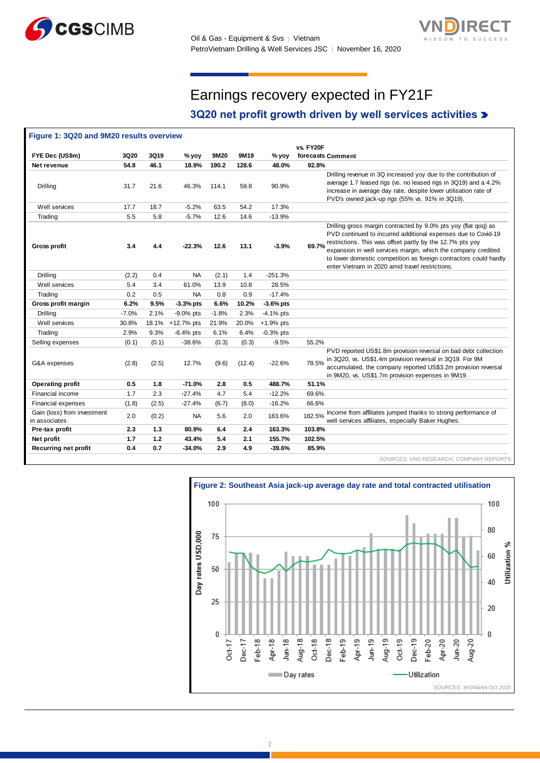# Earnings recovery expected in FY21F

## 3Q20 net profit growth driven by well services activities

**Figure 1: 3Q20 and 9M20 results overview**

| FYE Dec (US$m) | 3Q20 | 3Q19 | % yoy | 9M20 | 9M19 | % yoy | vs. FY20F forecasts | Comment |
|---|---|---|---|---|---|---|---|---|
| **Net revenue** | **54.8** | **46.1** | **18.9%** | **190.2** | **128.6** | **48.0%** | **92.8%** | |
| Drilling | 31.7 | 21.6 | 46.3% | 114.1 | 59.8 | 90.9% | | Drilling revenue in 3Q increased yoy due to the contribution of average 1.7 leased rigs (vs. no leased rigs in 3Q19) and a 4.2% increase in average day rate, despite lower utilisation rate of PVD's owned jack-up rigs (55% vs. 91% in 3Q19). |
| Well services | 17.7 | 18.7 | -5.2% | 63.5 | 54.2 | 17.3% | | |
| Trading | 5.5 | 5.8 | -5.7% | 12.6 | 14.6 | -13.9% | | |
| **Gross profit** | **3.4** | **4.4** | **-22.3%** | **12.6** | **13.1** | **-3.9%** | **69.7%** | Drilling gross margin contracted by 9.0% pts yoy (flat qoq) as PVD continued to incurred additional expenses due to Covid-19 restrictions. This was offset partly by the 12.7% pts yoy expansion in well services margin, which the company credited to lower domestic competition as foreign contractors could hardly enter Vietnam in 2020 amid travel restrictions. |
| Drilling | (2.2) | 0.4 | NA | (2.1) | 1.4 | -251.3% | | |
| Well services | 5.4 | 3.4 | 61.0% | 13.9 | 10.8 | 28.5% | | |
| Trading | 0.2 | 0.5 | NA | 0.8 | 0.9 | -17.4% | | |
| **Gross profit margin** | **6.2%** | **9.5%** | **-3.3% pts** | **6.6%** | **10.2%** | **-3.6% pts** | | |
| Drilling | -7.0% | 2.1% | -9.0% pts | -1.8% | 2.3% | -4.1% pts | | |
| Well services | 30.8% | 18.1% | +12.7% pts | 21.9% | 20.0% | +1.9% pts | | |
| Trading | 2.9% | 9.3% | -6.4% pts | 6.1% | 6.4% | -0.3% pts | | |
| Selling expenses | (0.1) | (0.1) | -38.6% | (0.3) | (0.3) | -9.5% | 55.2% | |
| G&A expenses | (2.8) | (2.5) | 12.7% | (9.6) | (12.4) | -22.6% | 78.5% | PVD reported US$1.8m provision reversal on bad debt collection in 3Q20, vs. US$1.4m provision reversal in 3Q19. For 9M accumulated, the company reported US$3.2m provision reversal in 9M20, vs. US$1.7m provision expenses in 9M19. |
| **Operating profit** | **0.5** | **1.8** | **-71.0%** | **2.8** | **0.5** | **488.7%** | **51.1%** | |
| Financial income | 1.7 | 2.3 | -27.4% | 4.7 | 5.4 | -12.2% | 69.6% | |
| Financial expenses | (1.8) | (2.5) | -27.4% | (6.7) | (8.0) | -16.2% | 66.6% | |
| Gain (loss) from investment in associates | 2.0 | (0.2) | NA | 5.6 | 2.0 | 183.6% | 182.5% | Income from affiliates jumped thanks to strong performance of well services affiliates, especially Baker Hughes. |
| **Pre-tax profit** | **2.3** | **1.3** | **80.9%** | **6.4** | **2.4** | **163.3%** | **103.8%** | |
| **Net profit** | **1.7** | **1.2** | **43.4%** | **5.4** | **2.1** | **155.7%** | **102.5%** | |
| **Recurring net profit** | **0.4** | **0.7** | **-34.0%** | **2.9** | **4.9** | **-39.6%** | **85.9%** | |

SOURCES: VND RESEARCH, COMPANY REPORTS

**Figure 2: Southeast Asia jack-up average day rate and total contracted utilisation**

SOURCES: IHSMarkit Oct 2020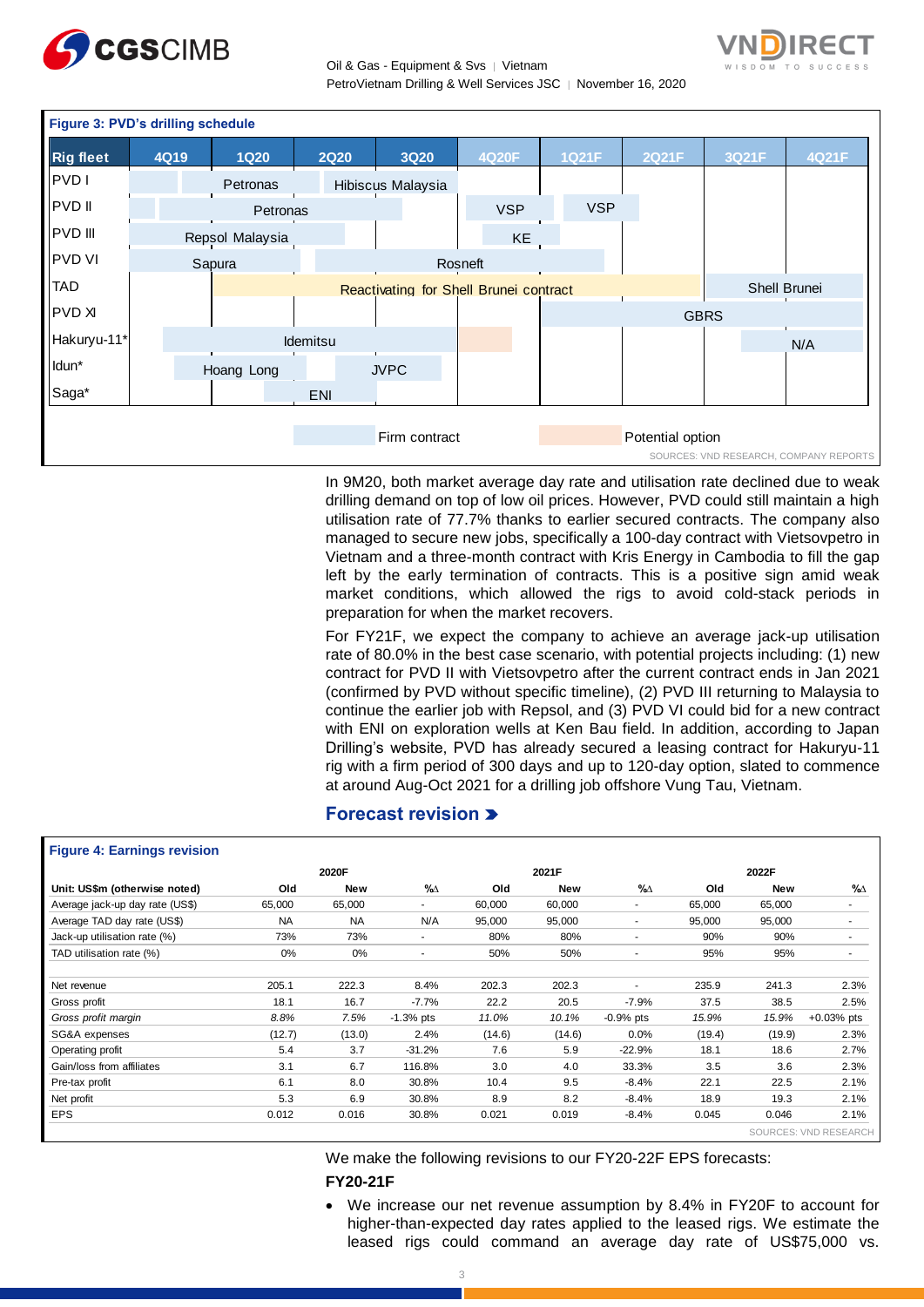**Figure 3: PVD's drilling schedule**

| Rig fleet | 4Q19 | 1Q20 | 2Q20 | 3Q20 | 4Q20F | 1Q21F | 2Q21F | 3Q21F | 4Q21F |
|---|---|---|---|---|---|---|---|---|---|
| PVD I | | Petronas | Hibiscus Malaysia | | | | | | |
| PVD II | | Petronas | | | VSP | VSP | | | |
| PVD III | | Repsol Malaysia | | | KE | | | | |
| PVD VI | | Sapura | Rosneft | | | | | | |
| TAD | | Reactivating for Shell Brunei contract | | | | | | Shell Brunei | |
| PVD XI | | | | | | GBRS | | | |
| Hakuryu-11* | | Idemitsu | | | | | | | N/A |
| Idun* | | Hoang Long | JVPC | | | | | | |
| Saga* | | ENI | | | | | | | |

Firm contract | Potential option

SOURCES: VND RESEARCH, COMPANY REPORTS

In 9M20, both market average day rate and utilisation rate declined due to weak drilling demand on top of low oil prices. However, PVD could still maintain a high utilisation rate of 77.7% thanks to earlier secured contracts. The company also managed to secure new jobs, specifically a 100-day contract with Vietsovpetro in Vietnam and a three-month contract with Kris Energy in Cambodia to fill the gap left by the early termination of contracts. This is a positive sign amid weak market conditions, which allowed the rigs to avoid cold-stack periods in preparation for when the market recovers.

For FY21F, we expect the company to achieve an average jack-up utilisation rate of 80.0% in the best case scenario, with potential projects including: (1) new contract for PVD II with Vietsovpetro after the current contract ends in Jan 2021 (confirmed by PVD without specific timeline), (2) PVD III returning to Malaysia to continue the earlier job with Repsol, and (3) PVD VI could bid for a new contract with ENI on exploration wells at Ken Bau field. In addition, according to Japan Drilling's website, PVD has already secured a leasing contract for Hakuryu-11 rig with a firm period of 300 days and up to 120-day option, slated to commence at around Aug-Oct 2021 for a drilling job offshore Vung Tau, Vietnam.

## Forecast revision

**Figure 4: Earnings revision**

| Unit: US$m (otherwise noted) | 2020F Old | 2020F New | %∆ | 2021F Old | 2021F New | %∆ | 2022F Old | 2022F New | %∆ |
|---|---|---|---|---|---|---|---|---|---|
| Average jack-up day rate (US$) | 65,000 | 65,000 | - | 60,000 | 60,000 | - | 65,000 | 65,000 | - |
| Average TAD day rate (US$) | NA | NA | N/A | 95,000 | 95,000 | - | 95,000 | 95,000 | - |
| Jack-up utilisation rate (%) | 73% | 73% | - | 80% | 80% | - | 90% | 90% | - |
| TAD utilisation rate (%) | 0% | 0% | - | 50% | 50% | - | 95% | 95% | - |
| | | | | | | | | | |
| Net revenue | 205.1 | 222.3 | 8.4% | 202.3 | 202.3 | - | 235.9 | 241.3 | 2.3% |
| Gross profit | 18.1 | 16.7 | -7.7% | 22.2 | 20.5 | -7.9% | 37.5 | 38.5 | 2.5% |
| *Gross profit margin* | *8.8%* | *7.5%* | -1.3% pts | *11.0%* | *10.1%* | -0.9% pts | *15.9%* | *15.9%* | +0.03% pts |
| SG&A expenses | (12.7) | (13.0) | 2.4% | (14.6) | (14.6) | 0.0% | (19.4) | (19.9) | 2.3% |
| Operating profit | 5.4 | 3.7 | -31.2% | 7.6 | 5.9 | -22.9% | 18.1 | 18.6 | 2.7% |
| Gain/loss from affiliates | 3.1 | 6.7 | 116.8% | 3.0 | 4.0 | 33.3% | 3.5 | 3.6 | 2.3% |
| Pre-tax profit | 6.1 | 8.0 | 30.8% | 10.4 | 9.5 | -8.4% | 22.1 | 22.5 | 2.1% |
| Net profit | 5.3 | 6.9 | 30.8% | 8.9 | 8.2 | -8.4% | 18.9 | 19.3 | 2.1% |
| EPS | 0.012 | 0.016 | 30.8% | 0.021 | 0.019 | -8.4% | 0.045 | 0.046 | 2.1% |

SOURCES: VND RESEARCH

We make the following revisions to our FY20-22F EPS forecasts:

**FY20-21F**

- We increase our net revenue assumption by 8.4% in FY20F to account for higher-than-expected day rates applied to the leased rigs. We estimate the leased rigs could command an average day rate of US$75,000 vs.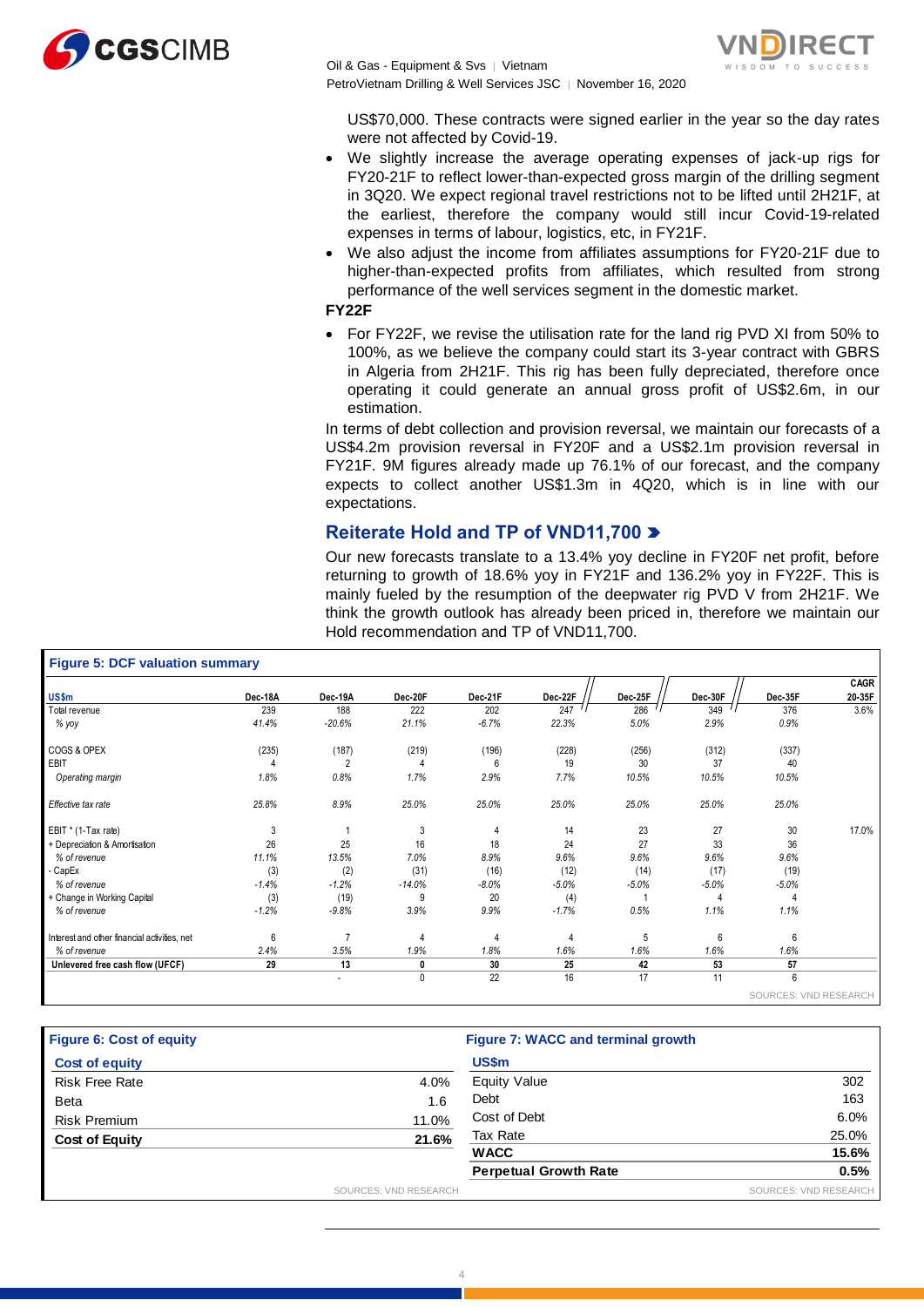US$70,000. These contracts were signed earlier in the year so the day rates were not affected by Covid-19.

- We slightly increase the average operating expenses of jack-up rigs for FY20-21F to reflect lower-than-expected gross margin of the drilling segment in 3Q20. We expect regional travel restrictions not to be lifted until 2H21F, at the earliest, therefore the company would still incur Covid-19-related expenses in terms of labour, logistics, etc, in FY21F.
- We also adjust the income from affiliates assumptions for FY20-21F due to higher-than-expected profits from affiliates, which resulted from strong performance of the well services segment in the domestic market.

**FY22F**

- For FY22F, we revise the utilisation rate for the land rig PVD XI from 50% to 100%, as we believe the company could start its 3-year contract with GBRS in Algeria from 2H21F. This rig has been fully depreciated, therefore once operating it could generate an annual gross profit of US$2.6m, in our estimation.

In terms of debt collection and provision reversal, we maintain our forecasts of a US$4.2m provision reversal in FY20F and a US$2.1m provision reversal in FY21F. 9M figures already made up 76.1% of our forecast, and the company expects to collect another US$1.3m in 4Q20, which is in line with our expectations.

## Reiterate Hold and TP of VND11,700

Our new forecasts translate to a 13.4% yoy decline in FY20F net profit, before returning to growth of 18.6% yoy in FY21F and 136.2% yoy in FY22F. This is mainly fueled by the resumption of the deepwater rig PVD V from 2H21F. We think the growth outlook has already been priced in, therefore we maintain our Hold recommendation and TP of VND11,700.

**Figure 5: DCF valuation summary**

| US$m | Dec-18A | Dec-19A | Dec-20F | Dec-21F | Dec-22F | Dec-25F | Dec-30F | Dec-35F | CAGR 20-35F |
|---|---|---|---|---|---|---|---|---|---|
| Total revenue | 239 | 188 | 222 | 202 | 247 | 286 | 349 | 376 | 3.6% |
| *% yoy* | *41.4%* | *-20.6%* | *21.1%* | *-6.7%* | *22.3%* | *5.0%* | *2.9%* | *0.9%* | |
| | | | | | | | | | |
| COGS & OPEX | (235) | (187) | (219) | (196) | (228) | (256) | (312) | (337) | |
| EBIT | 4 | 2 | 4 | 6 | 19 | 30 | 37 | 40 | |
| *Operating margin* | *1.8%* | *0.8%* | *1.7%* | *2.9%* | *7.7%* | *10.5%* | *10.5%* | *10.5%* | |
| | | | | | | | | | |
| *Effective tax rate* | *25.8%* | *8.9%* | *25.0%* | *25.0%* | *25.0%* | *25.0%* | *25.0%* | *25.0%* | |
| | | | | | | | | | |
| EBIT * (1-Tax rate) | 3 | 1 | 3 | 4 | 14 | 23 | 27 | 30 | 17.0% |
| + Depreciation & Amortisation | 26 | 25 | 16 | 18 | 24 | 27 | 33 | 36 | |
| *% of revenue* | *11.1%* | *13.5%* | *7.0%* | *8.9%* | *9.6%* | *9.6%* | *9.6%* | *9.6%* | |
| - CapEx | (3) | (2) | (31) | (16) | (12) | (14) | (17) | (19) | |
| *% of revenue* | *-1.4%* | *-1.2%* | *-14.0%* | *-8.0%* | *-5.0%* | *-5.0%* | *-5.0%* | *-5.0%* | |
| + Change in Working Capital | (3) | (19) | 9 | 20 | (4) | 1 | 4 | 4 | |
| *% of revenue* | *-1.2%* | *-9.8%* | *3.9%* | *9.9%* | *-1.7%* | *0.5%* | *1.1%* | *1.1%* | |
| | | | | | | | | | |
| Interest and other financial activities, net | 6 | 7 | 4 | 4 | 4 | 5 | 6 | 6 | |
| *% of revenue* | *2.4%* | *3.5%* | *1.9%* | *1.8%* | *1.6%* | *1.6%* | *1.6%* | *1.6%* | |
| **Unlevered free cash flow (UFCF)** | **29** | **13** | **0** | **30** | **25** | **42** | **53** | **57** | |
| | | - | 0 | 22 | 16 | 17 | 11 | 6 | |

SOURCES: VND RESEARCH

**Figure 6: Cost of equity**

| Cost of equity | |
|---|---|
| Risk Free Rate | 4.0% |
| Beta | 1.6 |
| Risk Premium | 11.0% |
| **Cost of Equity** | **21.6%** |

SOURCES: VND RESEARCH

**Figure 7: WACC and terminal growth**

| US$m | |
|---|---|
| Equity Value | 302 |
| Debt | 163 |
| Cost of Debt | 6.0% |
| Tax Rate | 25.0% |
| **WACC** | **15.6%** |
| **Perpetual Growth Rate** | **0.5%** |

SOURCES: VND RESEARCH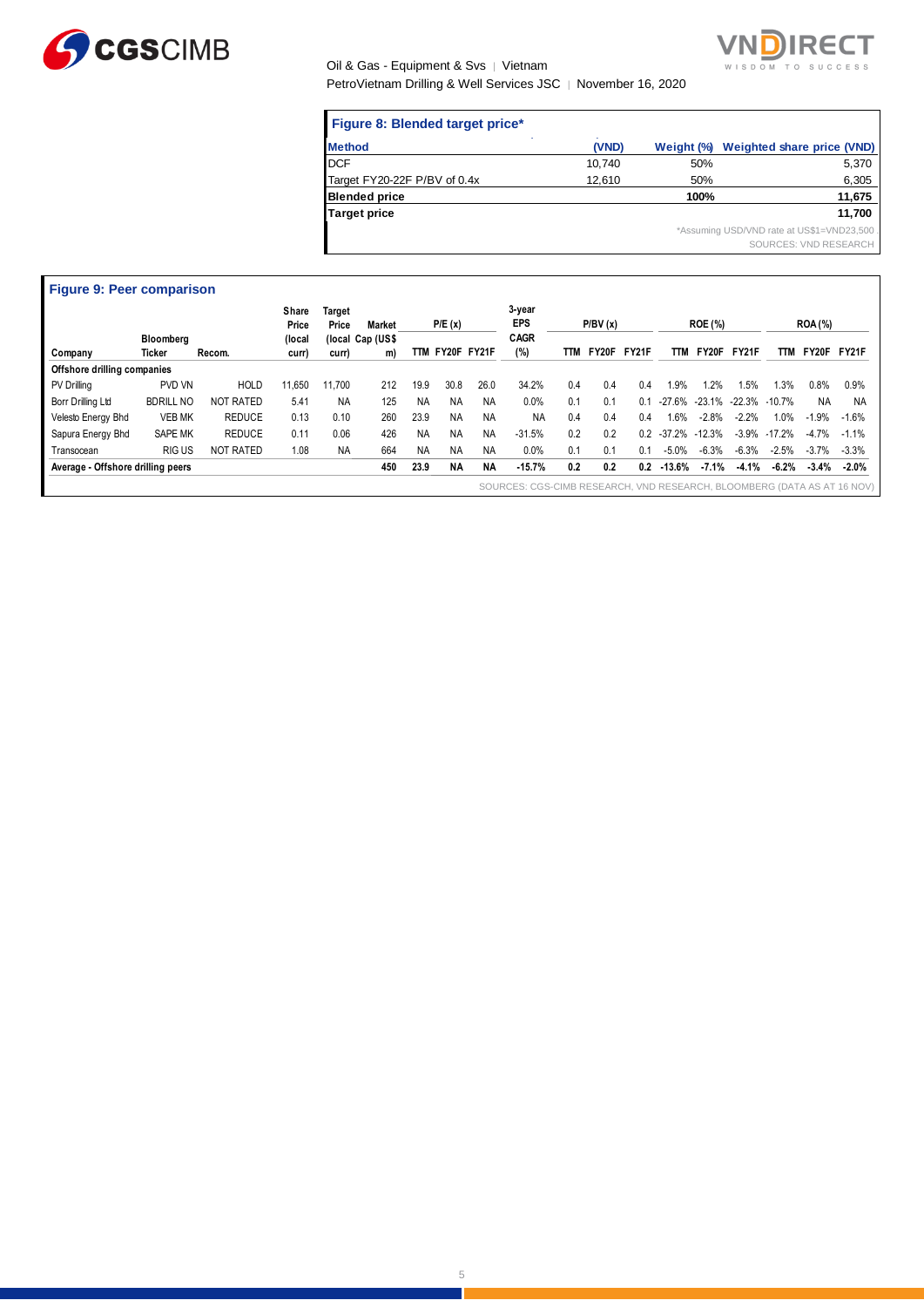### Figure 8: Blended target price*

| Method | (VND) | Weight (%) | Weighted share price (VND) |
|---|---|---|---|
| DCF | 10,740 | 50% | 5,370 |
| Target FY20-22F P/BV of 0.4x | 12,610 | 50% | 6,305 |
| **Blended price** | | **100%** | **11,675** |
| **Target price** | | | **11,700** |

*Assuming USD/VND rate at US$1=VND23,500

SOURCES: VND RESEARCH

### Figure 9: Peer comparison

| Company | Bloomberg Ticker | Recom. | Share Price (local curr) | Target Price (local curr) | Market Cap (US$ m) | P/E (x) | | | 3-year EPS CAGR (%) | P/BV (x) | | | ROE (%) | | | ROA (%) | | |
|---|---|---|---|---|---|---|---|---|---|---|---|---|---|---|---|---|---|---|
| | | | | | | TTM | FY20F | FY21F | | TTM | FY20F | FY21F | TTM | FY20F | FY21F | TTM | FY20F | FY21F |
| **Offshore drilling companies** | | | | | | | | | | | | | | | | | | |
| PV Drilling | PVD VN | HOLD | 11,650 | 11,700 | 212 | 19.9 | 30.8 | 26.0 | 34.2% | 0.4 | 0.4 | 0.4 | 1.9% | 1.2% | 1.5% | 1.3% | 0.8% | 0.9% |
| Borr Drilling Ltd | BDRILL NO | NOT RATED | 5.41 | NA | 125 | NA | NA | NA | 0.0% | 0.1 | 0.1 | 0.1 | -27.6% | -23.1% | -22.3% | -10.7% | NA | NA |
| Velesto Energy Bhd | VEB MK | REDUCE | 0.13 | 0.10 | 260 | 23.9 | NA | NA | NA | 0.4 | 0.4 | 0.4 | 1.6% | -2.8% | -2.2% | 1.0% | -1.9% | -1.6% |
| Sapura Energy Bhd | SAPE MK | REDUCE | 0.11 | 0.06 | 426 | NA | NA | NA | -31.5% | 0.2 | 0.2 | 0.2 | -37.2% | -12.3% | -3.9% | -17.2% | -4.7% | -1.1% |
| Transocean | RIG US | NOT RATED | 1.08 | NA | 664 | NA | NA | NA | 0.0% | 0.1 | 0.1 | 0.1 | -5.0% | -6.3% | -6.3% | -2.5% | -3.7% | -3.3% |
| **Average - Offshore drilling peers** | | | | | **450** | **23.9** | **NA** | **NA** | **-15.7%** | **0.2** | **0.2** | **0.2** | **-13.6%** | **-7.1%** | **-4.1%** | **-6.2%** | **-3.4%** | **-2.0%** |

SOURCES: CGS-CIMB RESEARCH, VND RESEARCH, BLOOMBERG (DATA AS AT 16 NOV)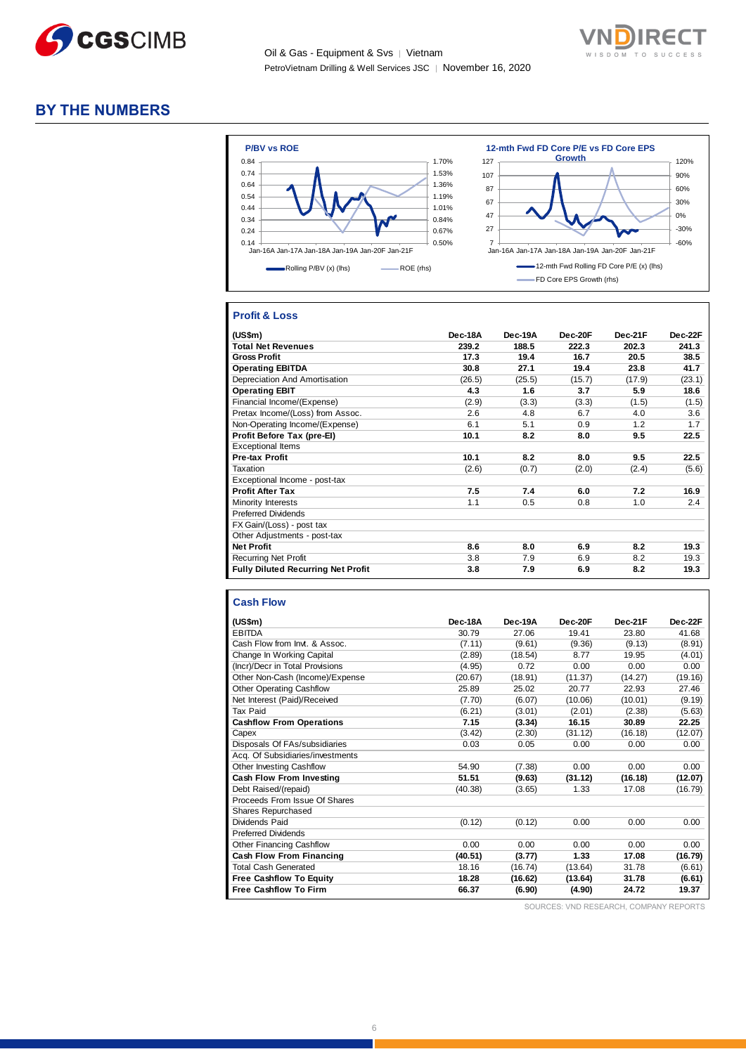# BY THE NUMBERS

**P/BV vs ROE**

Rolling P/BV (x) (lhs) — ROE (rhs)

**12-mth Fwd FD Core P/E vs FD Core EPS Growth**

12-mth Fwd Rolling FD Core P/E (x) (lhs) — FD Core EPS Growth (rhs)

## Profit & Loss

| (US$m) | Dec-18A | Dec-19A | Dec-20F | Dec-21F | Dec-22F |
|---|---|---|---|---|---|
| **Total Net Revenues** | **239.2** | **188.5** | **222.3** | **202.3** | **241.3** |
| **Gross Profit** | **17.3** | **19.4** | **16.7** | **20.5** | **38.5** |
| **Operating EBITDA** | **30.8** | **27.1** | **19.4** | **23.8** | **41.7** |
| Depreciation And Amortisation | (26.5) | (25.5) | (15.7) | (17.9) | (23.1) |
| **Operating EBIT** | **4.3** | **1.6** | **3.7** | **5.9** | **18.6** |
| Financial Income/(Expense) | (2.9) | (3.3) | (3.3) | (1.5) | (1.5) |
| Pretax Income/(Loss) from Assoc. | 2.6 | 4.8 | 6.7 | 4.0 | 3.6 |
| Non-Operating Income/(Expense) | 6.1 | 5.1 | 0.9 | 1.2 | 1.7 |
| **Profit Before Tax (pre-EI)** | **10.1** | **8.2** | **8.0** | **9.5** | **22.5** |
| Exceptional Items | | | | | |
| **Pre-tax Profit** | **10.1** | **8.2** | **8.0** | **9.5** | **22.5** |
| Taxation | (2.6) | (0.7) | (2.0) | (2.4) | (5.6) |
| Exceptional Income - post-tax | | | | | |
| **Profit After Tax** | **7.5** | **7.4** | **6.0** | **7.2** | **16.9** |
| Minority Interests | 1.1 | 0.5 | 0.8 | 1.0 | 2.4 |
| Preferred Dividends | | | | | |
| FX Gain/(Loss) - post tax | | | | | |
| Other Adjustments - post-tax | | | | | |
| **Net Profit** | **8.6** | **8.0** | **6.9** | **8.2** | **19.3** |
| Recurring Net Profit | 3.8 | 7.9 | 6.9 | 8.2 | 19.3 |
| **Fully Diluted Recurring Net Profit** | **3.8** | **7.9** | **6.9** | **8.2** | **19.3** |

## Cash Flow

| (US$m) | Dec-18A | Dec-19A | Dec-20F | Dec-21F | Dec-22F |
|---|---|---|---|---|---|
| EBITDA | 30.79 | 27.06 | 19.41 | 23.80 | 41.68 |
| Cash Flow from Invt. & Assoc. | (7.11) | (9.61) | (9.36) | (9.13) | (8.91) |
| Change In Working Capital | (2.89) | (18.54) | 8.77 | 19.95 | (4.01) |
| (Incr)/Decr in Total Provisions | (4.95) | 0.72 | 0.00 | 0.00 | 0.00 |
| Other Non-Cash (Income)/Expense | (20.67) | (18.91) | (11.37) | (14.27) | (19.16) |
| Other Operating Cashflow | 25.89 | 25.02 | 20.77 | 22.93 | 27.46 |
| Net Interest (Paid)/Received | (7.70) | (6.07) | (10.06) | (10.01) | (9.19) |
| Tax Paid | (6.21) | (3.01) | (2.01) | (2.38) | (5.63) |
| **Cashflow From Operations** | **7.15** | **(3.34)** | **16.15** | **30.89** | **22.25** |
| Capex | (3.42) | (2.30) | (31.12) | (16.18) | (12.07) |
| Disposals Of FAs/subsidiaries | 0.03 | 0.05 | 0.00 | 0.00 | 0.00 |
| Acq. Of Subsidiaries/investments | | | | | |
| Other Investing Cashflow | 54.90 | (7.38) | 0.00 | 0.00 | 0.00 |
| **Cash Flow From Investing** | **51.51** | **(9.63)** | **(31.12)** | **(16.18)** | **(12.07)** |
| Debt Raised/(repaid) | (40.38) | (3.65) | 1.33 | 17.08 | (16.79) |
| Proceeds From Issue Of Shares | | | | | |
| Shares Repurchased | | | | | |
| Dividends Paid | (0.12) | (0.12) | 0.00 | 0.00 | 0.00 |
| Preferred Dividends | | | | | |
| Other Financing Cashflow | 0.00 | 0.00 | 0.00 | 0.00 | 0.00 |
| **Cash Flow From Financing** | **(40.51)** | **(3.77)** | **1.33** | **17.08** | **(16.79)** |
| Total Cash Generated | 18.16 | (16.74) | (13.64) | 31.78 | (6.61) |
| **Free Cashflow To Equity** | **18.28** | **(16.62)** | **(13.64)** | **31.78** | **(6.61)** |
| **Free Cashflow To Firm** | **66.37** | **(6.90)** | **(4.90)** | **24.72** | **19.37** |

SOURCES: VND RESEARCH, COMPANY REPORTS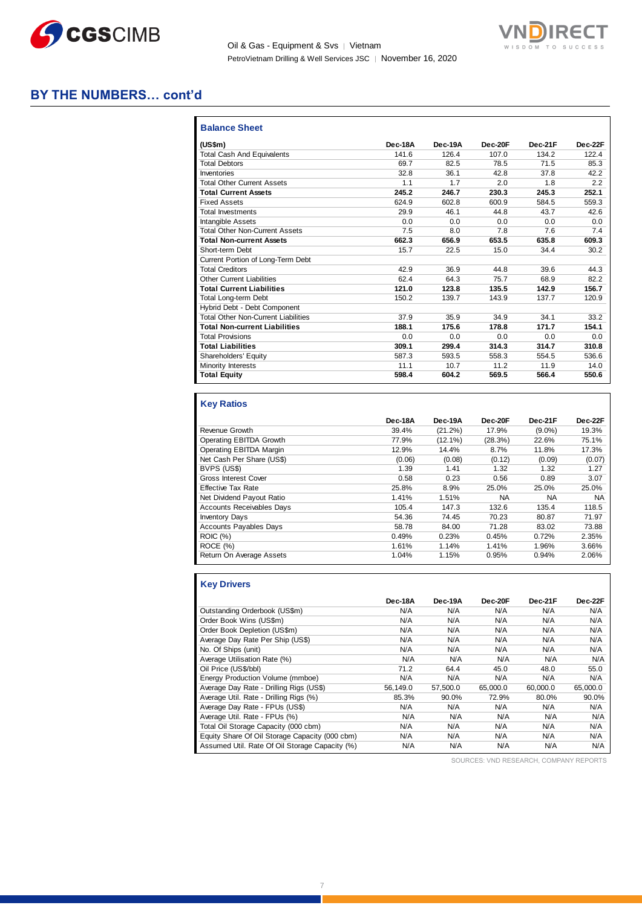## BY THE NUMBERS… cont'd

### Balance Sheet

| (US$m) | Dec-18A | Dec-19A | Dec-20F | Dec-21F | Dec-22F |
|---|---|---|---|---|---|
| Total Cash And Equivalents | 141.6 | 126.4 | 107.0 | 134.2 | 122.4 |
| Total Debtors | 69.7 | 82.5 | 78.5 | 71.5 | 85.3 |
| Inventories | 32.8 | 36.1 | 42.8 | 37.8 | 42.2 |
| Total Other Current Assets | 1.1 | 1.7 | 2.0 | 1.8 | 2.2 |
| **Total Current Assets** | **245.2** | **246.7** | **230.3** | **245.3** | **252.1** |
| Fixed Assets | 624.9 | 602.8 | 600.9 | 584.5 | 559.3 |
| Total Investments | 29.9 | 46.1 | 44.8 | 43.7 | 42.6 |
| Intangible Assets | 0.0 | 0.0 | 0.0 | 0.0 | 0.0 |
| Total Other Non-Current Assets | 7.5 | 8.0 | 7.8 | 7.6 | 7.4 |
| **Total Non-current Assets** | **662.3** | **656.9** | **653.5** | **635.8** | **609.3** |
| Short-term Debt | 15.7 | 22.5 | 15.0 | 34.4 | 30.2 |
| Current Portion of Long-Term Debt | | | | | |
| Total Creditors | 42.9 | 36.9 | 44.8 | 39.6 | 44.3 |
| Other Current Liabilities | 62.4 | 64.3 | 75.7 | 68.9 | 82.2 |
| **Total Current Liabilities** | **121.0** | **123.8** | **135.5** | **142.9** | **156.7** |
| Total Long-term Debt | 150.2 | 139.7 | 143.9 | 137.7 | 120.9 |
| Hybrid Debt - Debt Component | | | | | |
| Total Other Non-Current Liabilities | 37.9 | 35.9 | 34.9 | 34.1 | 33.2 |
| **Total Non-current Liabilities** | **188.1** | **175.6** | **178.8** | **171.7** | **154.1** |
| Total Provisions | 0.0 | 0.0 | 0.0 | 0.0 | 0.0 |
| **Total Liabilities** | **309.1** | **299.4** | **314.3** | **314.7** | **310.8** |
| Shareholders' Equity | 587.3 | 593.5 | 558.3 | 554.5 | 536.6 |
| Minority Interests | 11.1 | 10.7 | 11.2 | 11.9 | 14.0 |
| **Total Equity** | **598.4** | **604.2** | **569.5** | **566.4** | **550.6** |

### Key Ratios

| | Dec-18A | Dec-19A | Dec-20F | Dec-21F | Dec-22F |
|---|---|---|---|---|---|
| Revenue Growth | 39.4% | (21.2%) | 17.9% | (9.0%) | 19.3% |
| Operating EBITDA Growth | 77.9% | (12.1%) | (28.3%) | 22.6% | 75.1% |
| Operating EBITDA Margin | 12.9% | 14.4% | 8.7% | 11.8% | 17.3% |
| Net Cash Per Share (US$) | (0.06) | (0.08) | (0.12) | (0.09) | (0.07) |
| BVPS (US$) | 1.39 | 1.41 | 1.32 | 1.32 | 1.27 |
| Gross Interest Cover | 0.58 | 0.23 | 0.56 | 0.89 | 3.07 |
| Effective Tax Rate | 25.8% | 8.9% | 25.0% | 25.0% | 25.0% |
| Net Dividend Payout Ratio | 1.41% | 1.51% | NA | NA | NA |
| Accounts Receivables Days | 105.4 | 147.3 | 132.6 | 135.4 | 118.5 |
| Inventory Days | 54.36 | 74.45 | 70.23 | 80.87 | 71.97 |
| Accounts Payables Days | 58.78 | 84.00 | 71.28 | 83.02 | 73.88 |
| ROIC (%) | 0.49% | 0.23% | 0.45% | 0.72% | 2.35% |
| ROCE (%) | 1.61% | 1.14% | 1.41% | 1.96% | 3.66% |
| Return On Average Assets | 1.04% | 1.15% | 0.95% | 0.94% | 2.06% |

### Key Drivers

| | Dec-18A | Dec-19A | Dec-20F | Dec-21F | Dec-22F |
|---|---|---|---|---|---|
| Outstanding Orderbook (US$m) | N/A | N/A | N/A | N/A | N/A |
| Order Book Wins (US$m) | N/A | N/A | N/A | N/A | N/A |
| Order Book Depletion (US$m) | N/A | N/A | N/A | N/A | N/A |
| Average Day Rate Per Ship (US$) | N/A | N/A | N/A | N/A | N/A |
| No. Of Ships (unit) | N/A | N/A | N/A | N/A | N/A |
| Average Utilisation Rate (%) | N/A | N/A | N/A | N/A | N/A |
| Oil Price (US$/bbl) | 71.2 | 64.4 | 45.0 | 48.0 | 55.0 |
| Energy Production Volume (mmboe) | N/A | N/A | N/A | N/A | N/A |
| Average Day Rate - Drilling Rigs (US$) | 56,149.0 | 57,500.0 | 65,000.0 | 60,000.0 | 65,000.0 |
| Average Util. Rate - Drilling Rigs (%) | 85.3% | 90.0% | 72.9% | 80.0% | 90.0% |
| Average Day Rate - FPUs (US$) | N/A | N/A | N/A | N/A | N/A |
| Average Util. Rate - FPUs (%) | N/A | N/A | N/A | N/A | N/A |
| Total Oil Storage Capacity (000 cbm) | N/A | N/A | N/A | N/A | N/A |
| Equity Share Of Oil Storage Capacity (000 cbm) | N/A | N/A | N/A | N/A | N/A |
| Assumed Util. Rate Of Oil Storage Capacity (%) | N/A | N/A | N/A | N/A | N/A |

SOURCES: VND RESEARCH, COMPANY REPORTS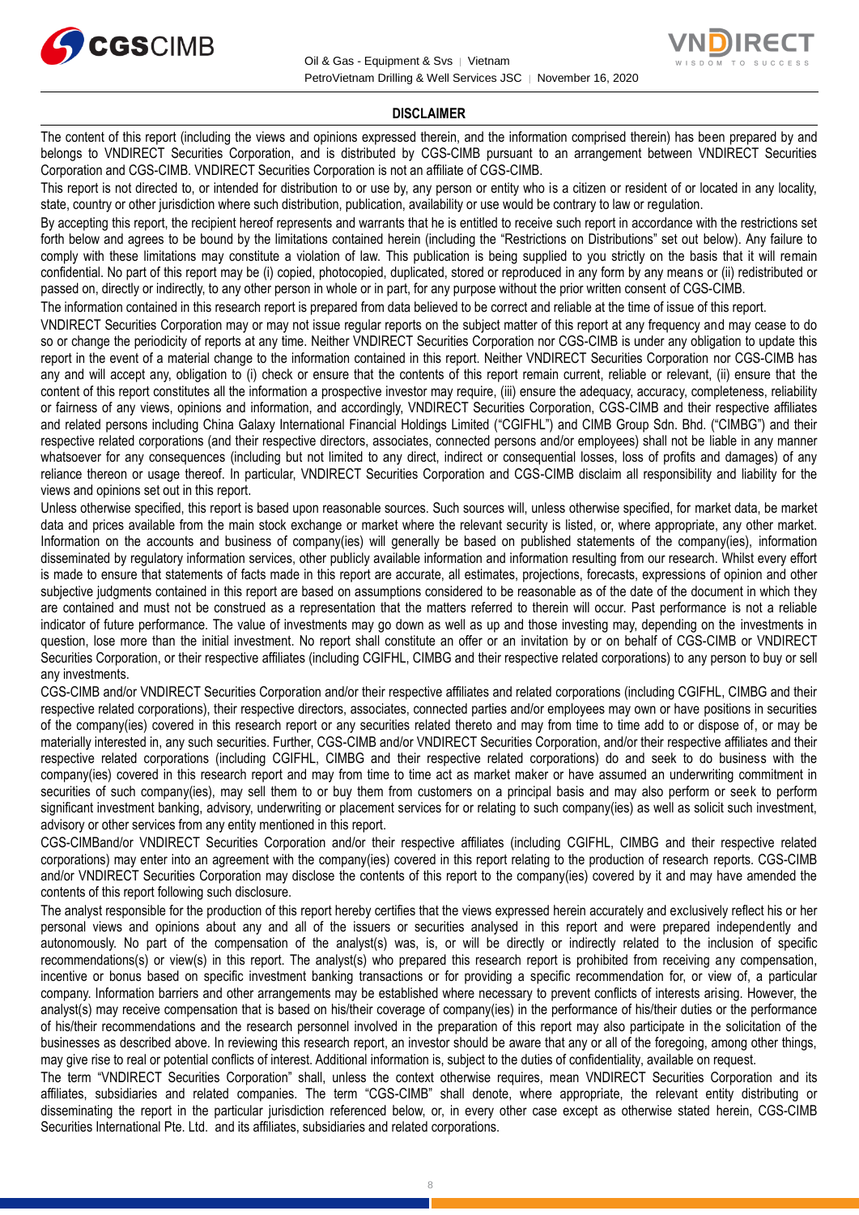## DISCLAIMER

The content of this report (including the views and opinions expressed therein, and the information comprised therein) has been prepared by and belongs to VNDIRECT Securities Corporation, and is distributed by CGS-CIMB pursuant to an arrangement between VNDIRECT Securities Corporation and CGS-CIMB. VNDIRECT Securities Corporation is not an affiliate of CGS-CIMB.

This report is not directed to, or intended for distribution to or use by, any person or entity who is a citizen or resident of or located in any locality, state, country or other jurisdiction where such distribution, publication, availability or use would be contrary to law or regulation.

By accepting this report, the recipient hereof represents and warrants that he is entitled to receive such report in accordance with the restrictions set forth below and agrees to be bound by the limitations contained herein (including the "Restrictions on Distributions" set out below). Any failure to comply with these limitations may constitute a violation of law. This publication is being supplied to you strictly on the basis that it will remain confidential. No part of this report may be (i) copied, photocopied, duplicated, stored or reproduced in any form by any means or (ii) redistributed or passed on, directly or indirectly, to any other person in whole or in part, for any purpose without the prior written consent of CGS-CIMB.

The information contained in this research report is prepared from data believed to be correct and reliable at the time of issue of this report.

VNDIRECT Securities Corporation may or may not issue regular reports on the subject matter of this report at any frequency and may cease to do so or change the periodicity of reports at any time. Neither VNDIRECT Securities Corporation nor CGS-CIMB is under any obligation to update this report in the event of a material change to the information contained in this report. Neither VNDIRECT Securities Corporation nor CGS-CIMB has any and will accept any, obligation to (i) check or ensure that the contents of this report remain current, reliable or relevant, (ii) ensure that the content of this report constitutes all the information a prospective investor may require, (iii) ensure the adequacy, accuracy, completeness, reliability or fairness of any views, opinions and information, and accordingly, VNDIRECT Securities Corporation, CGS-CIMB and their respective affiliates and related persons including China Galaxy International Financial Holdings Limited ("CGIFHL") and CIMB Group Sdn. Bhd. ("CIMBG") and their respective related corporations (and their respective directors, associates, connected persons and/or employees) shall not be liable in any manner whatsoever for any consequences (including but not limited to any direct, indirect or consequential losses, loss of profits and damages) of any reliance thereon or usage thereof. In particular, VNDIRECT Securities Corporation and CGS-CIMB disclaim all responsibility and liability for the views and opinions set out in this report.

Unless otherwise specified, this report is based upon reasonable sources. Such sources will, unless otherwise specified, for market data, be market data and prices available from the main stock exchange or market where the relevant security is listed, or, where appropriate, any other market. Information on the accounts and business of company(ies) will generally be based on published statements of the company(ies), information disseminated by regulatory information services, other publicly available information and information resulting from our research. Whilst every effort is made to ensure that statements of facts made in this report are accurate, all estimates, projections, forecasts, expressions of opinion and other subjective judgments contained in this report are based on assumptions considered to be reasonable as of the date of the document in which they are contained and must not be construed as a representation that the matters referred to therein will occur. Past performance is not a reliable indicator of future performance. The value of investments may go down as well as up and those investing may, depending on the investments in question, lose more than the initial investment. No report shall constitute an offer or an invitation by or on behalf of CGS-CIMB or VNDIRECT Securities Corporation, or their respective affiliates (including CGIFHL, CIMBG and their respective related corporations) to any person to buy or sell any investments.

CGS-CIMB and/or VNDIRECT Securities Corporation and/or their respective affiliates and related corporations (including CGIFHL, CIMBG and their respective related corporations), their respective directors, associates, connected parties and/or employees may own or have positions in securities of the company(ies) covered in this research report or any securities related thereto and may from time to time add to or dispose of, or may be materially interested in, any such securities. Further, CGS-CIMB and/or VNDIRECT Securities Corporation, and/or their respective affiliates and their respective related corporations (including CGIFHL, CIMBG and their respective related corporations) do and seek to do business with the company(ies) covered in this research report and may from time to time act as market maker or have assumed an underwriting commitment in securities of such company(ies), may sell them to or buy them from customers on a principal basis and may also perform or seek to perform significant investment banking, advisory, underwriting or placement services for or relating to such company(ies) as well as solicit such investment, advisory or other services from any entity mentioned in this report.

CGS-CIMBand/or VNDIRECT Securities Corporation and/or their respective affiliates (including CGIFHL, CIMBG and their respective related corporations) may enter into an agreement with the company(ies) covered in this report relating to the production of research reports. CGS-CIMB and/or VNDIRECT Securities Corporation may disclose the contents of this report to the company(ies) covered by it and may have amended the contents of this report following such disclosure.

The analyst responsible for the production of this report hereby certifies that the views expressed herein accurately and exclusively reflect his or her personal views and opinions about any and all of the issuers or securities analysed in this report and were prepared independently and autonomously. No part of the compensation of the analyst(s) was, is, or will be directly or indirectly related to the inclusion of specific recommendations(s) or view(s) in this report. The analyst(s) who prepared this research report is prohibited from receiving any compensation, incentive or bonus based on specific investment banking transactions or for providing a specific recommendation for, or view of, a particular company. Information barriers and other arrangements may be established where necessary to prevent conflicts of interests arising. However, the analyst(s) may receive compensation that is based on his/their coverage of company(ies) in the performance of his/their duties or the performance of his/their recommendations and the research personnel involved in the preparation of this report may also participate in the solicitation of the businesses as described above. In reviewing this research report, an investor should be aware that any or all of the foregoing, among other things, may give rise to real or potential conflicts of interest. Additional information is, subject to the duties of confidentiality, available on request.

The term "VNDIRECT Securities Corporation" shall, unless the context otherwise requires, mean VNDIRECT Securities Corporation and its affiliates, subsidiaries and related companies. The term "CGS-CIMB" shall denote, where appropriate, the relevant entity distributing or disseminating the report in the particular jurisdiction referenced below, or, in every other case except as otherwise stated herein, CGS-CIMB Securities International Pte. Ltd. and its affiliates, subsidiaries and related corporations.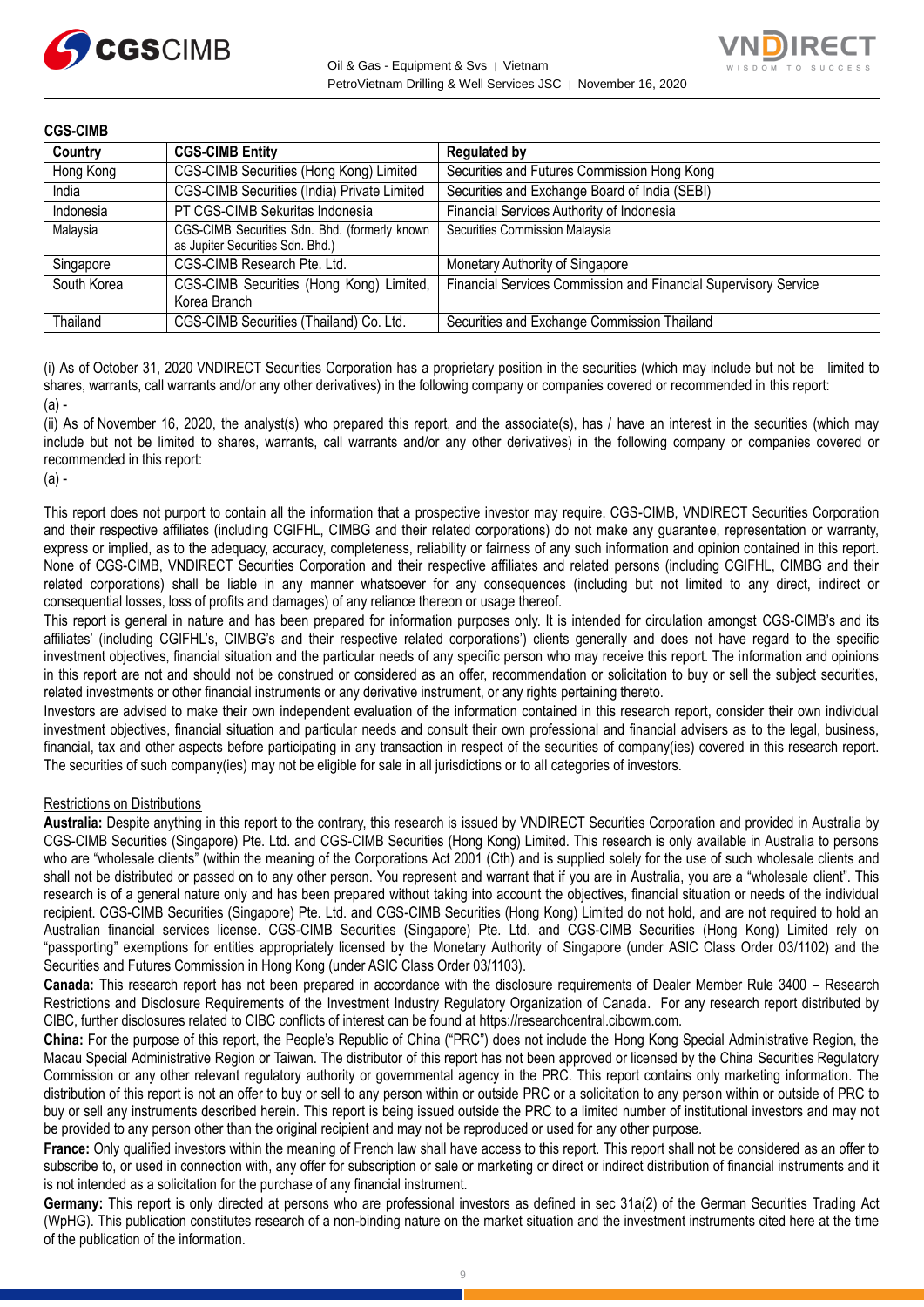**CGS-CIMB**

| Country | CGS-CIMB Entity | Regulated by |
|---|---|---|
| Hong Kong | CGS-CIMB Securities (Hong Kong) Limited | Securities and Futures Commission Hong Kong |
| India | CGS-CIMB Securities (India) Private Limited | Securities and Exchange Board of India (SEBI) |
| Indonesia | PT CGS-CIMB Sekuritas Indonesia | Financial Services Authority of Indonesia |
| Malaysia | CGS-CIMB Securities Sdn. Bhd. (formerly known as Jupiter Securities Sdn. Bhd.) | Securities Commission Malaysia |
| Singapore | CGS-CIMB Research Pte. Ltd. | Monetary Authority of Singapore |
| South Korea | CGS-CIMB Securities (Hong Kong) Limited, Korea Branch | Financial Services Commission and Financial Supervisory Service |
| Thailand | CGS-CIMB Securities (Thailand) Co. Ltd. | Securities and Exchange Commission Thailand |

(i) As of October 31, 2020 VNDIRECT Securities Corporation has a proprietary position in the securities (which may include but not be limited to shares, warrants, call warrants and/or any other derivatives) in the following company or companies covered or recommended in this report:
(a) -

(ii) As of November 16, 2020, the analyst(s) who prepared this report, and the associate(s), has / have an interest in the securities (which may include but not be limited to shares, warrants, call warrants and/or any other derivatives) in the following company or companies covered or recommended in this report:
(a) -

This report does not purport to contain all the information that a prospective investor may require. CGS-CIMB, VNDIRECT Securities Corporation and their respective affiliates (including CGIFHL, CIMBG and their related corporations) do not make any guarantee, representation or warranty, express or implied, as to the adequacy, accuracy, completeness, reliability or fairness of any such information and opinion contained in this report. None of CGS-CIMB, VNDIRECT Securities Corporation and their respective affiliates and related persons (including CGIFHL, CIMBG and their related corporations) shall be liable in any manner whatsoever for any consequences (including but not limited to any direct, indirect or consequential losses, loss of profits and damages) of any reliance thereon or usage thereof.

This report is general in nature and has been prepared for information purposes only. It is intended for circulation amongst CGS-CIMB's and its affiliates' (including CGIFHL's, CIMBG's and their respective related corporations') clients generally and does not have regard to the specific investment objectives, financial situation and the particular needs of any specific person who may receive this report. The information and opinions in this report are not and should not be construed or considered as an offer, recommendation or solicitation to buy or sell the subject securities, related investments or other financial instruments or any derivative instrument, or any rights pertaining thereto.

Investors are advised to make their own independent evaluation of the information contained in this research report, consider their own individual investment objectives, financial situation and particular needs and consult their own professional and financial advisers as to the legal, business, financial, tax and other aspects before participating in any transaction in respect of the securities of company(ies) covered in this research report. The securities of such company(ies) may not be eligible for sale in all jurisdictions or to all categories of investors.

Restrictions on Distributions

**Australia:** Despite anything in this report to the contrary, this research is issued by VNDIRECT Securities Corporation and provided in Australia by CGS-CIMB Securities (Singapore) Pte. Ltd. and CGS-CIMB Securities (Hong Kong) Limited. This research is only available in Australia to persons who are "wholesale clients" (within the meaning of the Corporations Act 2001 (Cth) and is supplied solely for the use of such wholesale clients and shall not be distributed or passed on to any other person. You represent and warrant that if you are in Australia, you are a "wholesale client". This research is of a general nature only and has been prepared without taking into account the objectives, financial situation or needs of the individual recipient. CGS-CIMB Securities (Singapore) Pte. Ltd. and CGS-CIMB Securities (Hong Kong) Limited do not hold, and are not required to hold an Australian financial services license. CGS-CIMB Securities (Singapore) Pte. Ltd. and CGS-CIMB Securities (Hong Kong) Limited rely on "passporting" exemptions for entities appropriately licensed by the Monetary Authority of Singapore (under ASIC Class Order 03/1102) and the Securities and Futures Commission in Hong Kong (under ASIC Class Order 03/1103).

**Canada:** This research report has not been prepared in accordance with the disclosure requirements of Dealer Member Rule 3400 – Research Restrictions and Disclosure Requirements of the Investment Industry Regulatory Organization of Canada. For any research report distributed by CIBC, further disclosures related to CIBC conflicts of interest can be found at https://researchcentral.cibcwm.com.

**China:** For the purpose of this report, the People's Republic of China ("PRC") does not include the Hong Kong Special Administrative Region, the Macau Special Administrative Region or Taiwan. The distributor of this report has not been approved or licensed by the China Securities Regulatory Commission or any other relevant regulatory authority or governmental agency in the PRC. This report contains only marketing information. The distribution of this report is not an offer to buy or sell to any person within or outside PRC or a solicitation to any person within or outside of PRC to buy or sell any instruments described herein. This report is being issued outside the PRC to a limited number of institutional investors and may not be provided to any person other than the original recipient and may not be reproduced or used for any other purpose.

**France:** Only qualified investors within the meaning of French law shall have access to this report. This report shall not be considered as an offer to subscribe to, or used in connection with, any offer for subscription or sale or marketing or direct or indirect distribution of financial instruments and it is not intended as a solicitation for the purchase of any financial instrument.

**Germany:** This report is only directed at persons who are professional investors as defined in sec 31a(2) of the German Securities Trading Act (WpHG). This publication constitutes research of a non-binding nature on the market situation and the investment instruments cited here at the time of the publication of the information.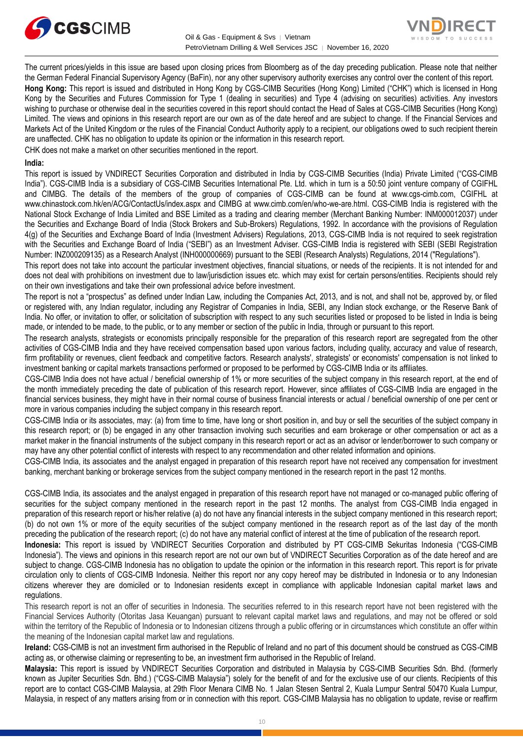The current prices/yields in this issue are based upon closing prices from Bloomberg as of the day preceding publication. Please note that neither the German Federal Financial Supervisory Agency (BaFin), nor any other supervisory authority exercises any control over the content of this report.

**Hong Kong:** This report is issued and distributed in Hong Kong by CGS-CIMB Securities (Hong Kong) Limited ("CHK") which is licensed in Hong Kong by the Securities and Futures Commission for Type 1 (dealing in securities) and Type 4 (advising on securities) activities. Any investors wishing to purchase or otherwise deal in the securities covered in this report should contact the Head of Sales at CGS-CIMB Securities (Hong Kong) Limited. The views and opinions in this research report are our own as of the date hereof and are subject to change. If the Financial Services and Markets Act of the United Kingdom or the rules of the Financial Conduct Authority apply to a recipient, our obligations owed to such recipient therein are unaffected. CHK has no obligation to update its opinion or the information in this research report.

CHK does not make a market on other securities mentioned in the report.

**India:**

This report is issued by VNDIRECT Securities Corporation and distributed in India by CGS-CIMB Securities (India) Private Limited ("CGS-CIMB India"). CGS-CIMB India is a subsidiary of CGS-CIMB Securities International Pte. Ltd. which in turn is a 50:50 joint venture company of CGIFHL and CIMBG. The details of the members of the group of companies of CGS-CIMB can be found at www.cgs-cimb.com, CGIFHL at www.chinastock.com.hk/en/ACG/ContactUs/index.aspx and CIMBG at www.cimb.com/en/who-we-are.html. CGS-CIMB India is registered with the National Stock Exchange of India Limited and BSE Limited as a trading and clearing member (Merchant Banking Number: INM000012037) under the Securities and Exchange Board of India (Stock Brokers and Sub-Brokers) Regulations, 1992. In accordance with the provisions of Regulation 4(g) of the Securities and Exchange Board of India (Investment Advisers) Regulations, 2013, CGS-CIMB India is not required to seek registration with the Securities and Exchange Board of India ("SEBI") as an Investment Adviser. CGS-CIMB India is registered with SEBI (SEBI Registration Number: INZ000209135) as a Research Analyst (INH000000669) pursuant to the SEBI (Research Analysts) Regulations, 2014 ("Regulations").

This report does not take into account the particular investment objectives, financial situations, or needs of the recipients. It is not intended for and does not deal with prohibitions on investment due to law/jurisdiction issues etc. which may exist for certain persons/entities. Recipients should rely on their own investigations and take their own professional advice before investment.

The report is not a "prospectus" as defined under Indian Law, including the Companies Act, 2013, and is not, and shall not be, approved by, or filed or registered with, any Indian regulator, including any Registrar of Companies in India, SEBI, any Indian stock exchange, or the Reserve Bank of India. No offer, or invitation to offer, or solicitation of subscription with respect to any such securities listed or proposed to be listed in India is being made, or intended to be made, to the public, or to any member or section of the public in India, through or pursuant to this report.

The research analysts, strategists or economists principally responsible for the preparation of this research report are segregated from the other activities of CGS-CIMB India and they have received compensation based upon various factors, including quality, accuracy and value of research, firm profitability or revenues, client feedback and competitive factors. Research analysts', strategists' or economists' compensation is not linked to investment banking or capital markets transactions performed or proposed to be performed by CGS-CIMB India or its affiliates.

CGS-CIMB India does not have actual / beneficial ownership of 1% or more securities of the subject company in this research report, at the end of the month immediately preceding the date of publication of this research report. However, since affiliates of CGS-CIMB India are engaged in the financial services business, they might have in their normal course of business financial interests or actual / beneficial ownership of one per cent or more in various companies including the subject company in this research report.

CGS-CIMB India or its associates, may: (a) from time to time, have long or short position in, and buy or sell the securities of the subject company in this research report; or (b) be engaged in any other transaction involving such securities and earn brokerage or other compensation or act as a market maker in the financial instruments of the subject company in this research report or act as an advisor or lender/borrower to such company or may have any other potential conflict of interests with respect to any recommendation and other related information and opinions.

CGS-CIMB India, its associates and the analyst engaged in preparation of this research report have not received any compensation for investment banking, merchant banking or brokerage services from the subject company mentioned in the research report in the past 12 months.

CGS-CIMB India, its associates and the analyst engaged in preparation of this research report have not managed or co-managed public offering of securities for the subject company mentioned in the research report in the past 12 months. The analyst from CGS-CIMB India engaged in preparation of this research report or his/her relative (a) do not have any financial interests in the subject company mentioned in this research report; (b) do not own 1% or more of the equity securities of the subject company mentioned in the research report as of the last day of the month preceding the publication of the research report; (c) do not have any material conflict of interest at the time of publication of the research report.

**Indonesia:** This report is issued by VNDIRECT Securities Corporation and distributed by PT CGS-CIMB Sekuritas Indonesia ("CGS-CIMB Indonesia"). The views and opinions in this research report are not our own but of VNDIRECT Securities Corporation as of the date hereof and are subject to change. CGS-CIMB Indonesia has no obligation to update the opinion or the information in this research report. This report is for private circulation only to clients of CGS-CIMB Indonesia. Neither this report nor any copy hereof may be distributed in Indonesia or to any Indonesian citizens wherever they are domiciled or to Indonesian residents except in compliance with applicable Indonesian capital market laws and regulations.

This research report is not an offer of securities in Indonesia. The securities referred to in this research report have not been registered with the Financial Services Authority (Otoritas Jasa Keuangan) pursuant to relevant capital market laws and regulations, and may not be offered or sold within the territory of the Republic of Indonesia or to Indonesian citizens through a public offering or in circumstances which constitute an offer within the meaning of the Indonesian capital market law and regulations.

**Ireland:** CGS-CIMB is not an investment firm authorised in the Republic of Ireland and no part of this document should be construed as CGS-CIMB acting as, or otherwise claiming or representing to be, an investment firm authorised in the Republic of Ireland.

**Malaysia:** This report is issued by VNDIRECT Securities Corporation and distributed in Malaysia by CGS-CIMB Securities Sdn. Bhd. (formerly known as Jupiter Securities Sdn. Bhd.) ("CGS-CIMB Malaysia") solely for the benefit of and for the exclusive use of our clients. Recipients of this report are to contact CGS-CIMB Malaysia, at 29th Floor Menara CIMB No. 1 Jalan Stesen Sentral 2, Kuala Lumpur Sentral 50470 Kuala Lumpur, Malaysia, in respect of any matters arising from or in connection with this report. CGS-CIMB Malaysia has no obligation to update, revise or reaffirm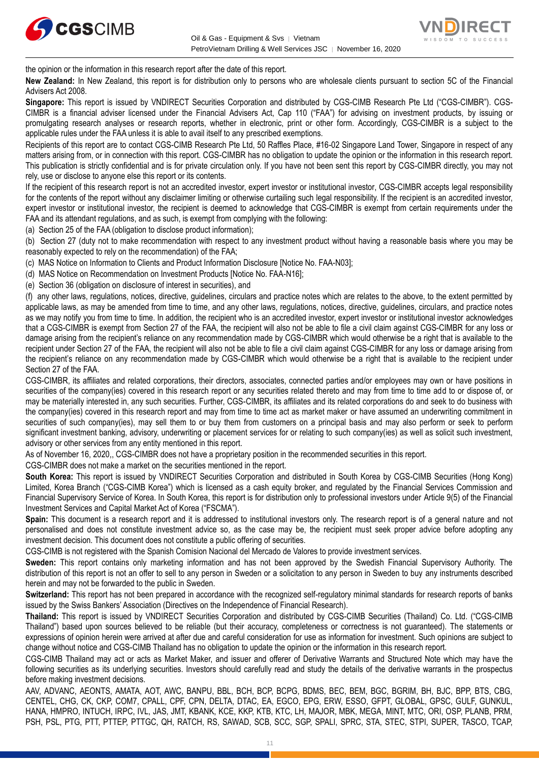the opinion or the information in this research report after the date of this report.

**New Zealand:** In New Zealand, this report is for distribution only to persons who are wholesale clients pursuant to section 5C of the Financial Advisers Act 2008.

**Singapore:** This report is issued by VNDIRECT Securities Corporation and distributed by CGS-CIMB Research Pte Ltd ("CGS-CIMBR"). CGS-CIMBR is a financial adviser licensed under the Financial Advisers Act, Cap 110 ("FAA") for advising on investment products, by issuing or promulgating research analyses or research reports, whether in electronic, print or other form. Accordingly, CGS-CIMBR is a subject to the applicable rules under the FAA unless it is able to avail itself to any prescribed exemptions.

Recipients of this report are to contact CGS-CIMB Research Pte Ltd, 50 Raffles Place, #16-02 Singapore Land Tower, Singapore in respect of any matters arising from, or in connection with this report. CGS-CIMBR has no obligation to update the opinion or the information in this research report. This publication is strictly confidential and is for private circulation only. If you have not been sent this report by CGS-CIMBR directly, you may not rely, use or disclose to anyone else this report or its contents.

If the recipient of this research report is not an accredited investor, expert investor or institutional investor, CGS-CIMBR accepts legal responsibility for the contents of the report without any disclaimer limiting or otherwise curtailing such legal responsibility. If the recipient is an accredited investor, expert investor or institutional investor, the recipient is deemed to acknowledge that CGS-CIMBR is exempt from certain requirements under the FAA and its attendant regulations, and as such, is exempt from complying with the following:

(a) Section 25 of the FAA (obligation to disclose product information);

(b) Section 27 (duty not to make recommendation with respect to any investment product without having a reasonable basis where you may be reasonably expected to rely on the recommendation) of the FAA;

(c) MAS Notice on Information to Clients and Product Information Disclosure [Notice No. FAA-N03];

(d) MAS Notice on Recommendation on Investment Products [Notice No. FAA-N16];

(e) Section 36 (obligation on disclosure of interest in securities), and

(f) any other laws, regulations, notices, directive, guidelines, circulars and practice notes which are relates to the above, to the extent permitted by applicable laws, as may be amended from time to time, and any other laws, regulations, notices, directive, guidelines, circulars, and practice notes as we may notify you from time to time. In addition, the recipient who is an accredited investor, expert investor or institutional investor acknowledges that a CGS-CIMBR is exempt from Section 27 of the FAA, the recipient will also not be able to file a civil claim against CGS-CIMBR for any loss or damage arising from the recipient's reliance on any recommendation made by CGS-CIMBR which would otherwise be a right that is available to the recipient under Section 27 of the FAA, the recipient will also not be able to file a civil claim against CGS-CIMBR for any loss or damage arising from the recipient's reliance on any recommendation made by CGS-CIMBR which would otherwise be a right that is available to the recipient under Section 27 of the FAA.

CGS-CIMBR, its affiliates and related corporations, their directors, associates, connected parties and/or employees may own or have positions in securities of the company(ies) covered in this research report or any securities related thereto and may from time to time add to or dispose of, or may be materially interested in, any such securities. Further, CGS-CIMBR, its affiliates and its related corporations do and seek to do business with the company(ies) covered in this research report and may from time to time act as market maker or have assumed an underwriting commitment in securities of such company(ies), may sell them to or buy them from customers on a principal basis and may also perform or seek to perform significant investment banking, advisory, underwriting or placement services for or relating to such company(ies) as well as solicit such investment, advisory or other services from any entity mentioned in this report.

As of November 16, 2020,, CGS-CIMBR does not have a proprietary position in the recommended securities in this report.

CGS-CIMBR does not make a market on the securities mentioned in the report.

**South Korea:** This report is issued by VNDIRECT Securities Corporation and distributed in South Korea by CGS-CIMB Securities (Hong Kong) Limited, Korea Branch ("CGS-CIMB Korea") which is licensed as a cash equity broker, and regulated by the Financial Services Commission and Financial Supervisory Service of Korea. In South Korea, this report is for distribution only to professional investors under Article 9(5) of the Financial Investment Services and Capital Market Act of Korea ("FSCMA").

**Spain:** This document is a research report and it is addressed to institutional investors only. The research report is of a general nature and not personalised and does not constitute investment advice so, as the case may be, the recipient must seek proper advice before adopting any investment decision. This document does not constitute a public offering of securities.

CGS-CIMB is not registered with the Spanish Comision Nacional del Mercado de Valores to provide investment services.

**Sweden:** This report contains only marketing information and has not been approved by the Swedish Financial Supervisory Authority. The distribution of this report is not an offer to sell to any person in Sweden or a solicitation to any person in Sweden to buy any instruments described herein and may not be forwarded to the public in Sweden.

**Switzerland:** This report has not been prepared in accordance with the recognized self-regulatory minimal standards for research reports of banks issued by the Swiss Bankers' Association (Directives on the Independence of Financial Research).

**Thailand:** This report is issued by VNDIRECT Securities Corporation and distributed by CGS-CIMB Securities (Thailand) Co. Ltd. ("CGS-CIMB Thailand") based upon sources believed to be reliable (but their accuracy, completeness or correctness is not guaranteed). The statements or expressions of opinion herein were arrived at after due and careful consideration for use as information for investment. Such opinions are subject to change without notice and CGS-CIMB Thailand has no obligation to update the opinion or the information in this research report.

CGS-CIMB Thailand may act or acts as Market Maker, and issuer and offerer of Derivative Warrants and Structured Note which may have the following securities as its underlying securities. Investors should carefully read and study the details of the derivative warrants in the prospectus before making investment decisions.

AAV, ADVANC, AEONTS, AMATA, AOT, AWC, BANPU, BBL, BCH, BCP, BCPG, BDMS, BEC, BEM, BGC, BGRIM, BH, BJC, BPP, BTS, CBG, CENTEL, CHG, CK, CKP, COM7, CPALL, CPF, CPN, DELTA, DTAC, EA, EGCO, EPG, ERW, ESSO, GFPT, GLOBAL, GPSC, GULF, GUNKUL, HANA, HMPRO, INTUCH, IRPC, IVL, JAS, JMT, KBANK, KCE, KKP, KTB, KTC, LH, MAJOR, MBK, MEGA, MINT, MTC, ORI, OSP, PLANB, PRM, PSH, PSL, PTG, PTT, PTTEP, PTTGC, QH, RATCH, RS, SAWAD, SCB, SCC, SGP, SPALI, SPRC, STA, STEC, STPI, SUPER, TASCO, TCAP,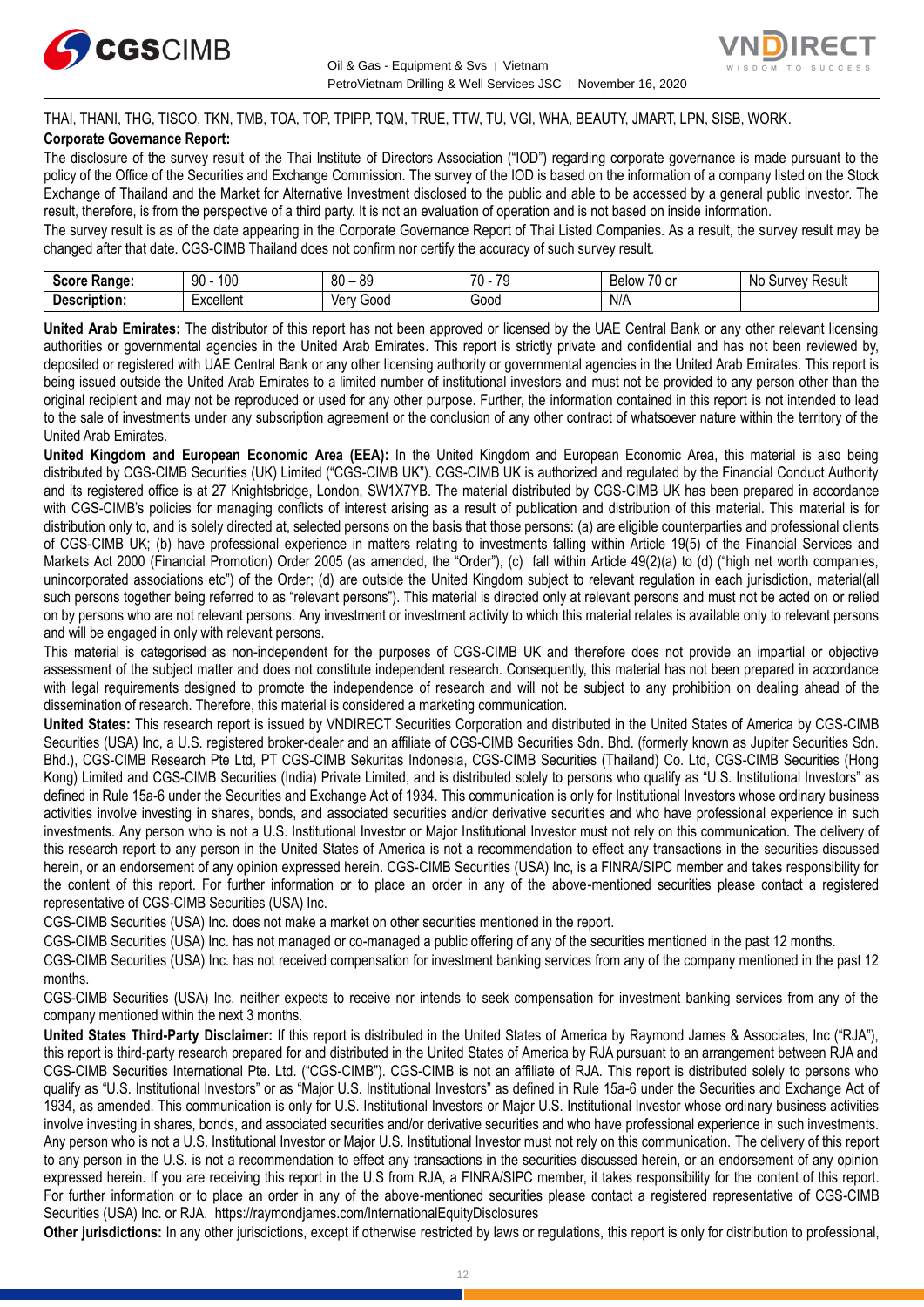THAI, THANI, THG, TISCO, TKN, TMB, TOA, TOP, TPIPP, TQM, TRUE, TTW, TU, VGI, WHA, BEAUTY, JMART, LPN, SISB, WORK.

**Corporate Governance Report:**

The disclosure of the survey result of the Thai Institute of Directors Association ("IOD") regarding corporate governance is made pursuant to the policy of the Office of the Securities and Exchange Commission. The survey of the IOD is based on the information of a company listed on the Stock Exchange of Thailand and the Market for Alternative Investment disclosed to the public and able to be accessed by a general public investor. The result, therefore, is from the perspective of a third party. It is not an evaluation of operation and is not based on inside information.

The survey result is as of the date appearing in the Corporate Governance Report of Thai Listed Companies. As a result, the survey result may be changed after that date. CGS-CIMB Thailand does not confirm nor certify the accuracy of such survey result.

| **Score Range:** | 90 - 100 | 80 – 89 | 70 - 79 | Below 70 or | No Survey Result |
|---|---|---|---|---|---|
| **Description:** | Excellent | Very Good | Good | N/A | |

**United Arab Emirates:** The distributor of this report has not been approved or licensed by the UAE Central Bank or any other relevant licensing authorities or governmental agencies in the United Arab Emirates. This report is strictly private and confidential and has not been reviewed by, deposited or registered with UAE Central Bank or any other licensing authority or governmental agencies in the United Arab Emirates. This report is being issued outside the United Arab Emirates to a limited number of institutional investors and must not be provided to any person other than the original recipient and may not be reproduced or used for any other purpose. Further, the information contained in this report is not intended to lead to the sale of investments under any subscription agreement or the conclusion of any other contract of whatsoever nature within the territory of the United Arab Emirates.

**United Kingdom and European Economic Area (EEA):** In the United Kingdom and European Economic Area, this material is also being distributed by CGS-CIMB Securities (UK) Limited ("CGS-CIMB UK"). CGS-CIMB UK is authorized and regulated by the Financial Conduct Authority and its registered office is at 27 Knightsbridge, London, SW1X7YB. The material distributed by CGS-CIMB UK has been prepared in accordance with CGS-CIMB's policies for managing conflicts of interest arising as a result of publication and distribution of this material. This material is for distribution only to, and is solely directed at, selected persons on the basis that those persons: (a) are eligible counterparties and professional clients of CGS-CIMB UK; (b) have professional experience in matters relating to investments falling within Article 19(5) of the Financial Services and Markets Act 2000 (Financial Promotion) Order 2005 (as amended, the "Order"), (c) fall within Article 49(2)(a) to (d) ("high net worth companies, unincorporated associations etc") of the Order; (d) are outside the United Kingdom subject to relevant regulation in each jurisdiction, material(all such persons together being referred to as "relevant persons"). This material is directed only at relevant persons and must not be acted on or relied on by persons who are not relevant persons. Any investment or investment activity to which this material relates is available only to relevant persons and will be engaged in only with relevant persons.

This material is categorised as non-independent for the purposes of CGS-CIMB UK and therefore does not provide an impartial or objective assessment of the subject matter and does not constitute independent research. Consequently, this material has not been prepared in accordance with legal requirements designed to promote the independence of research and will not be subject to any prohibition on dealing ahead of the dissemination of research. Therefore, this material is considered a marketing communication.

**United States:** This research report is issued by VNDIRECT Securities Corporation and distributed in the United States of America by CGS-CIMB Securities (USA) Inc, a U.S. registered broker-dealer and an affiliate of CGS-CIMB Securities Sdn. Bhd. (formerly known as Jupiter Securities Sdn. Bhd.), CGS-CIMB Research Pte Ltd, PT CGS-CIMB Sekuritas Indonesia, CGS-CIMB Securities (Thailand) Co. Ltd, CGS-CIMB Securities (Hong Kong) Limited and CGS-CIMB Securities (India) Private Limited, and is distributed solely to persons who qualify as "U.S. Institutional Investors" as defined in Rule 15a-6 under the Securities and Exchange Act of 1934. This communication is only for Institutional Investors whose ordinary business activities involve investing in shares, bonds, and associated securities and/or derivative securities and who have professional experience in such investments. Any person who is not a U.S. Institutional Investor or Major Institutional Investor must not rely on this communication. The delivery of this research report to any person in the United States of America is not a recommendation to effect any transactions in the securities discussed herein, or an endorsement of any opinion expressed herein. CGS-CIMB Securities (USA) Inc, is a FINRA/SIPC member and takes responsibility for the content of this report. For further information or to place an order in any of the above-mentioned securities please contact a registered representative of CGS-CIMB Securities (USA) Inc.

CGS-CIMB Securities (USA) Inc. does not make a market on other securities mentioned in the report.

CGS-CIMB Securities (USA) Inc. has not managed or co-managed a public offering of any of the securities mentioned in the past 12 months.

CGS-CIMB Securities (USA) Inc. has not received compensation for investment banking services from any of the company mentioned in the past 12 months.

CGS-CIMB Securities (USA) Inc. neither expects to receive nor intends to seek compensation for investment banking services from any of the company mentioned within the next 3 months.

**United States Third-Party Disclaimer:** If this report is distributed in the United States of America by Raymond James & Associates, Inc ("RJA"), this report is third-party research prepared for and distributed in the United States of America by RJA pursuant to an arrangement between RJA and CGS-CIMB Securities International Pte. Ltd. ("CGS-CIMB"). CGS-CIMB is not an affiliate of RJA. This report is distributed solely to persons who qualify as "U.S. Institutional Investors" or as "Major U.S. Institutional Investors" as defined in Rule 15a-6 under the Securities and Exchange Act of 1934, as amended. This communication is only for U.S. Institutional Investors or Major U.S. Institutional Investor whose ordinary business activities involve investing in shares, bonds, and associated securities and/or derivative securities and who have professional experience in such investments. Any person who is not a U.S. Institutional Investor or Major U.S. Institutional Investor must not rely on this communication. The delivery of this report to any person in the U.S. is not a recommendation to effect any transactions in the securities discussed herein, or an endorsement of any opinion expressed herein. If you are receiving this report in the U.S from RJA, a FINRA/SIPC member, it takes responsibility for the content of this report. For further information or to place an order in any of the above-mentioned securities please contact a registered representative of CGS-CIMB Securities (USA) Inc. or RJA. https://raymondjames.com/InternationalEquityDisclosures

**Other jurisdictions:** In any other jurisdictions, except if otherwise restricted by laws or regulations, this report is only for distribution to professional,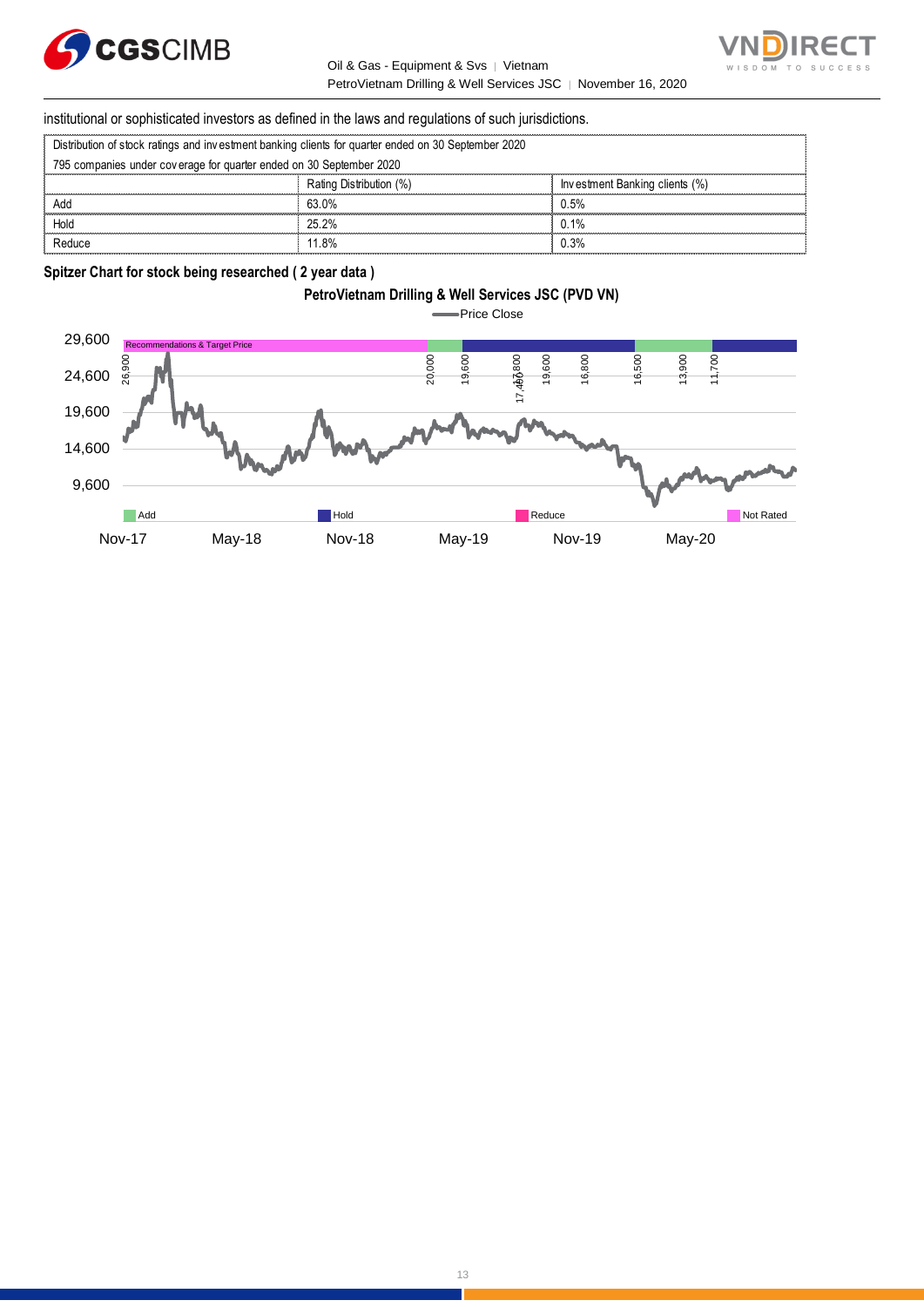institutional or sophisticated investors as defined in the laws and regulations of such jurisdictions.

| Distribution of stock ratings and investment banking clients for quarter ended on 30 September 2020 | | |
|---|---|---|
| 795 companies under coverage for quarter ended on 30 September 2020 | | |
| | Rating Distribution (%) | Investment Banking clients (%) |
| Add | 63.0% | 0.5% |
| Hold | 25.2% | 0.1% |
| Reduce | 11.8% | 0.3% |

**Spitzer Chart for stock being researched ( 2 year data )**

**PetroVietnam Drilling & Well Services JSC (PVD VN)**

Price Close

Recommendations & Target Price: 26,900; 20,000; 19,600; 17,400; 17,800; 19,600; 16,800; 16,500; 13,900; 11,700

Add | Hold | Reduce | Not Rated

Y-axis: 9,600; 14,600; 19,600; 24,600; 29,600

X-axis: Nov-17; May-18; Nov-18; May-19; Nov-19; May-20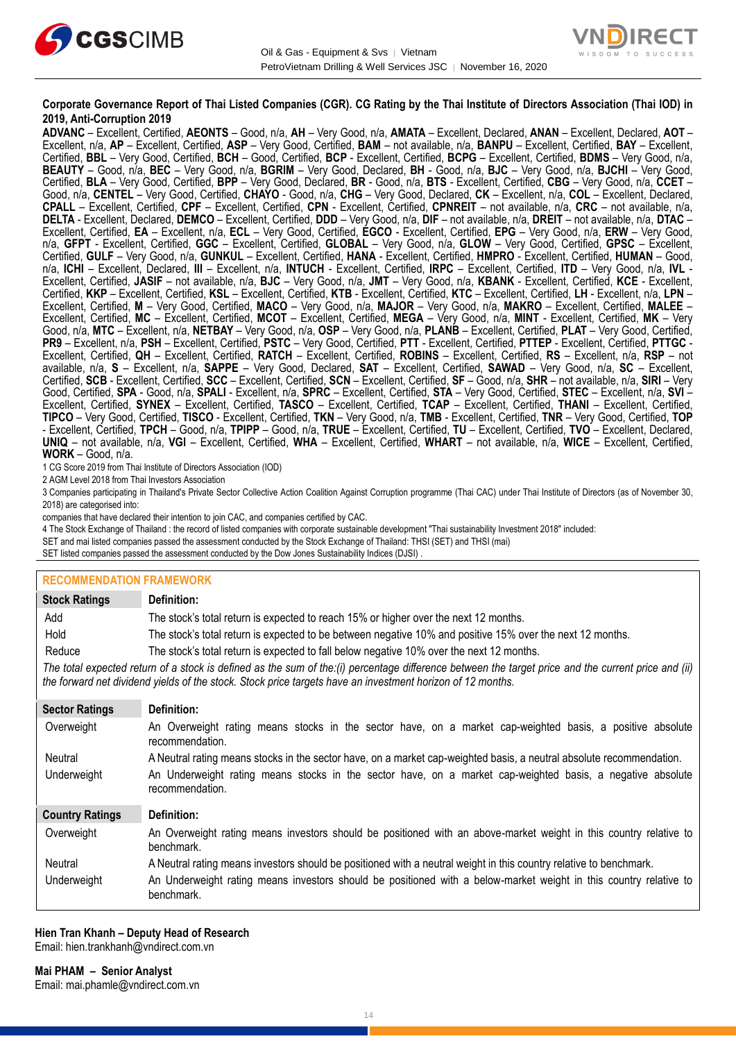**Corporate Governance Report of Thai Listed Companies (CGR). CG Rating by the Thai Institute of Directors Association (Thai IOD) in 2019, Anti-Corruption 2019**

**ADVANC** – Excellent, Certified, **AEONTS** – Good, n/a, **AH** – Very Good, n/a, **AMATA** – Excellent, Declared, **ANAN** – Excellent, Declared, **AOT** – Excellent, n/a, **AP** – Excellent, Certified, **ASP** – Very Good, Certified, **BAM** – not available, n/a, **BANPU** – Excellent, Certified, **BAY** – Excellent, Certified, **BBL** – Very Good, Certified, **BCH** – Good, Certified, **BCP** - Excellent, Certified, **BCPG** – Excellent, Certified, **BDMS** – Very Good, n/a, **BEAUTY** – Good, n/a, **BEC** – Very Good, n/a, **BGRIM** – Very Good, Declared, **BH** - Good, n/a, **BJC** – Very Good, n/a, **BJCHI** – Very Good, Certified, **BLA** – Very Good, Certified, **BPP** – Very Good, Declared, **BR** - Good, n/a, **BTS** - Excellent, Certified, **CBG** – Very Good, n/a, **CCET** – Good, n/a, **CENTEL** – Very Good, Certified, **CHAYO** - Good, n/a, **CHG** – Very Good, Declared, **CK** – Excellent, n/a, **COL** – Excellent, Declared, **CPALL** – Excellent, Certified, **CPF** – Excellent, Certified, **CPN** - Excellent, Certified, **CPNREIT** – not available, n/a, **CRC** – not available, n/a, **DELTA** - Excellent, Declared, **DEMCO** – Excellent, Certified, **DDD** – Very Good, n/a, **DIF** – not available, n/a, **DREIT** – not available, n/a, **DTAC** – Excellent, Certified, **EA** – Excellent, n/a, **ECL** – Very Good, Certified, **EGCO** - Excellent, Certified, **EPG** – Very Good, n/a, **ERW** – Very Good, n/a, **GFPT** - Excellent, Certified, **GGC** – Excellent, Certified, **GLOBAL** – Very Good, n/a, **GLOW** – Very Good, Certified, **GPSC** – Excellent, Certified, **GULF** – Very Good, n/a, **GUNKUL** – Excellent, Certified, **HANA** - Excellent, Certified, **HMPRO** - Excellent, Certified, **HUMAN** – Good, n/a, **ICHI** – Excellent, Declared, **III** – Excellent, n/a, **INTUCH** - Excellent, Certified, **IRPC** – Excellent, Certified, **ITD** – Very Good, n/a, **IVL** - Excellent, Certified, **JASIF** – not available, n/a, **BJC** – Very Good, n/a, **JMT** – Very Good, n/a, **KBANK** - Excellent, Certified, **KCE** - Excellent, Certified, **KKP** – Excellent, Certified, **KSL** – Excellent, Certified, **KTB** - Excellent, Certified, **KTC** – Excellent, Certified, **LH** - Excellent, n/a, **LPN** – Excellent, Certified, **M** – Very Good, Certified, **MACO** – Very Good, n/a, **MAJOR** – Very Good, n/a, **MAKRO** – Excellent, Certified, **MALEE** – Excellent, Certified, **MC** – Excellent, Certified, **MCOT** – Excellent, Certified, **MEGA** – Very Good, n/a, **MINT** - Excellent, Certified, **MK** – Very Good, n/a, **MTC** – Excellent, n/a, **NETBAY** – Very Good, n/a, **OSP** – Very Good, n/a, **PLANB** – Excellent, Certified, **PLAT** – Very Good, Certified, **PR9** – Excellent, n/a, **PSH** – Excellent, Certified, **PSTC** – Very Good, Certified, **PTT** - Excellent, Certified, **PTTEP** - Excellent, Certified, **PTTGC** - Excellent, Certified, **QH** – Excellent, Certified, **RATCH** – Excellent, Certified, **ROBINS** – Excellent, Certified, **RS** – Excellent, n/a, **RSP** – not available, n/a, **S** – Excellent, n/a, **SAPPE** – Very Good, Declared, **SAT** – Excellent, Certified, **SAWAD** – Very Good, n/a, **SC** – Excellent, Certified, **SCB** - Excellent, Certified, **SCC** – Excellent, Certified, **SCN** – Excellent, Certified, **SF** – Good, n/a, **SHR** – not available, n/a, **SIRI** – Very Good, Certified, **SPA** - Good, n/a, **SPALI** - Excellent, n/a, **SPRC** – Excellent, Certified, **STA** – Very Good, Certified, **STEC** – Excellent, n/a, **SVI** – Excellent, Certified, **SYNEX** – Excellent, Certified, **TASCO** – Excellent, Certified, **TCAP** – Excellent, Certified, **THANI** – Excellent, Certified, **TIPCO** – Very Good, Certified, **TISCO** - Excellent, Certified, **TKN** – Very Good, n/a, **TMB** - Excellent, Certified, **TNR** – Very Good, Certified, **TOP** - Excellent, Certified, **TPCH** – Good, n/a, **TPIPP** – Good, n/a, **TRUE** – Excellent, Certified, **TU** – Excellent, Certified, **TVO** – Excellent, Declared, **UNIQ** – not available, n/a, **VGI** – Excellent, Certified, **WHA** – Excellent, Certified, **WHART** – not available, n/a, **WICE** – Excellent, Certified, **WORK** – Good, n/a.

1 CG Score 2019 from Thai Institute of Directors Association (IOD)

2 AGM Level 2018 from Thai Investors Association

3 Companies participating in Thailand's Private Sector Collective Action Coalition Against Corruption programme (Thai CAC) under Thai Institute of Directors (as of November 30, 2018) are categorised into:

companies that have declared their intention to join CAC, and companies certified by CAC.

4 The Stock Exchange of Thailand : the record of listed companies with corporate sustainable development "Thai sustainability Investment 2018" included:

SET and mai listed companies passed the assessment conducted by the Stock Exchange of Thailand: THSI (SET) and THSI (mai)

SET listed companies passed the assessment conducted by the Dow Jones Sustainability Indices (DJSI) .

## RECOMMENDATION FRAMEWORK

| Stock Ratings | Definition: |
|---|---|
| Add | The stock's total return is expected to reach 15% or higher over the next 12 months. |
| Hold | The stock's total return is expected to be between negative 10% and positive 15% over the next 12 months. |
| Reduce | The stock's total return is expected to fall below negative 10% over the next 12 months. |

*The total expected return of a stock is defined as the sum of the:(i) percentage difference between the target price and the current price and (ii) the forward net dividend yields of the stock. Stock price targets have an investment horizon of 12 months.*

| Sector Ratings | Definition: |
|---|---|
| Overweight | An Overweight rating means stocks in the sector have, on a market cap-weighted basis, a positive absolute recommendation. |
| Neutral | A Neutral rating means stocks in the sector have, on a market cap-weighted basis, a neutral absolute recommendation. |
| Underweight | An Underweight rating means stocks in the sector have, on a market cap-weighted basis, a negative absolute recommendation. |

| Country Ratings | Definition: |
|---|---|
| Overweight | An Overweight rating means investors should be positioned with an above-market weight in this country relative to benchmark. |
| Neutral | A Neutral rating means investors should be positioned with a neutral weight in this country relative to benchmark. |
| Underweight | An Underweight rating means investors should be positioned with a below-market weight in this country relative to benchmark. |

**Hien Tran Khanh – Deputy Head of Research**
Email: hien.trankhanh@vndirect.com.vn

**Mai PHAM – Senior Analyst**
Email: mai.phamle@vndirect.com.vn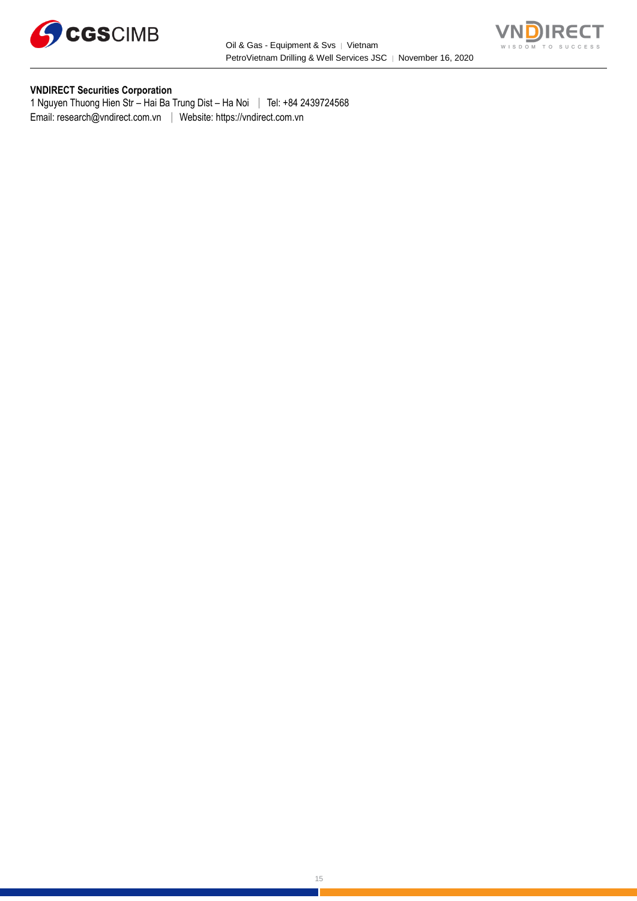**VNDIRECT Securities Corporation**

1 Nguyen Thuong Hien Str – Hai Ba Trung Dist – Ha Noi | Tel: +84 2439724568

Email: research@vndirect.com.vn | Website: https://vndirect.com.vn